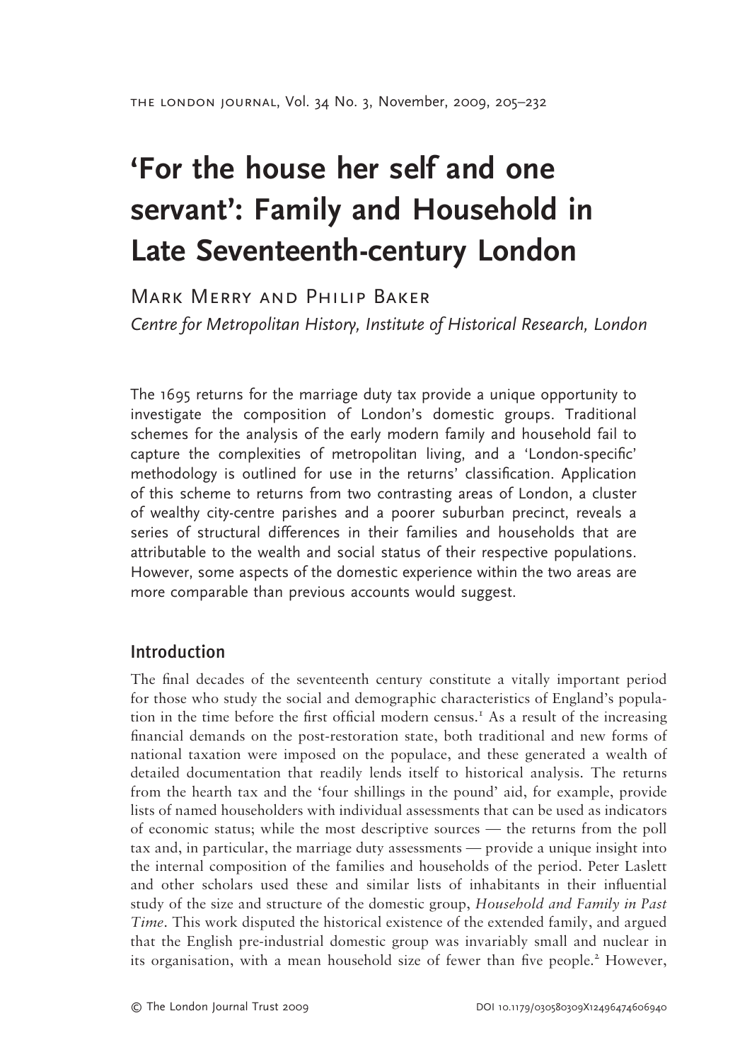# 'For the house her self and one servant': Family and Household in Late Seventeenth-century London

Mark Merry and Philip Baker

*Centre for Metropolitan History, Institute of Historical Research, London*

The 1695 returns for the marriage duty tax provide a unique opportunity to investigate the composition of London's domestic groups. Traditional schemes for the analysis of the early modern family and household fail to capture the complexities of metropolitan living, and a 'London-specific' methodology is outlined for use in the returns' classification. Application of this scheme to returns from two contrasting areas of London, a cluster of wealthy city-centre parishes and a poorer suburban precinct, reveals a series of structural differences in their families and households that are attributable to the wealth and social status of their respective populations. However, some aspects of the domestic experience within the two areas are more comparable than previous accounts would suggest.

## Introduction

The final decades of the seventeenth century constitute a vitally important period for those who study the social and demographic characteristics of England's population in the time before the first official modern census.[1] As a result of the increasing financial demands on the post-restoration state, both traditional and new forms of national taxation were imposed on the populace, and these generated a wealth of detailed documentation that readily lends itself to historical analysis. The returns from the hearth tax and the 'four shillings in the pound' aid, for example, provide lists of named householders with individual assessments that can be used as indicators of economic status; while the most descriptive sources — the returns from the poll tax and, in particular, the marriage duty assessments — provide a unique insight into the internal composition of the families and households of the period. Peter Laslett and other scholars used these and similar lists of inhabitants in their influential study of the size and structure of the domestic group, *Household and Family in Past Time*. This work disputed the historical existence of the extended family, and argued that the English pre-industrial domestic group was invariably small and nuclear in its organisation, with a mean household size of fewer than five people.[2] However,

© The London Journal Trust 2009 DOI 10.1179/030580309X12496474606940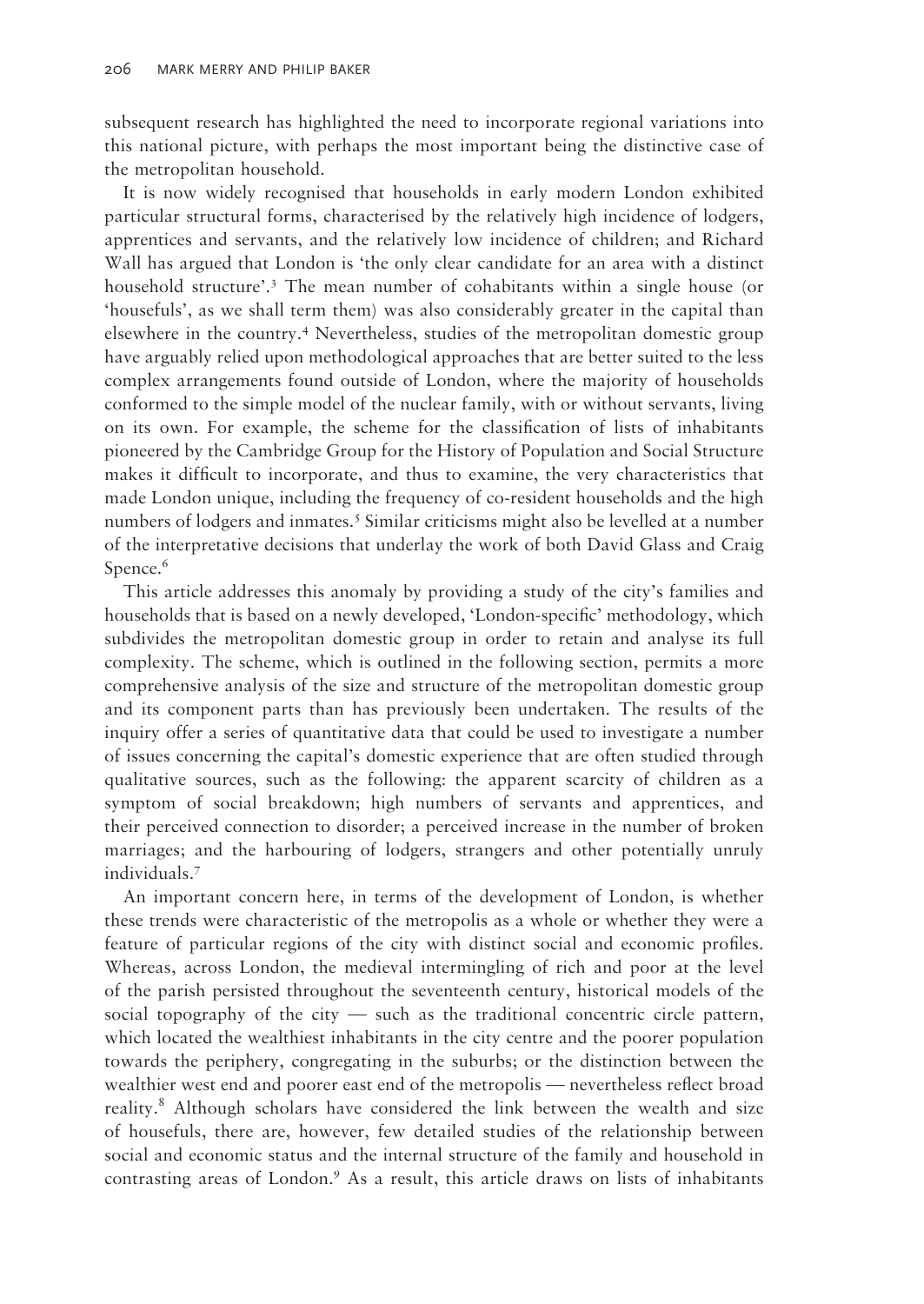subsequent research has highlighted the need to incorporate regional variations into this national picture, with perhaps the most important being the distinctive case of the metropolitan household.

It is now widely recognised that households in early modern London exhibited particular structural forms, characterised by the relatively high incidence of lodgers, apprentices and servants, and the relatively low incidence of children; and Richard Wall has argued that London is 'the only clear candidate for an area with a distinct household structure'.[3] The mean number of cohabitants within a single house (or 'housefuls', as we shall term them) was also considerably greater in the capital than elsewhere in the country.[4] Nevertheless, studies of the metropolitan domestic group have arguably relied upon methodological approaches that are better suited to the less complex arrangements found outside of London, where the majority of households conformed to the simple model of the nuclear family, with or without servants, living on its own. For example, the scheme for the classification of lists of inhabitants pioneered by the Cambridge Group for the History of Population and Social Structure makes it difficult to incorporate, and thus to examine, the very characteristics that made London unique, including the frequency of co-resident households and the high numbers of lodgers and inmates.[5] Similar criticisms might also be levelled at a number of the interpretative decisions that underlay the work of both David Glass and Craig Spence.[6]

This article addresses this anomaly by providing a study of the city's families and households that is based on a newly developed, 'London-specific' methodology, which subdivides the metropolitan domestic group in order to retain and analyse its full complexity. The scheme, which is outlined in the following section, permits a more comprehensive analysis of the size and structure of the metropolitan domestic group and its component parts than has previously been undertaken. The results of the inquiry offer a series of quantitative data that could be used to investigate a number of issues concerning the capital's domestic experience that are often studied through qualitative sources, such as the following: the apparent scarcity of children as a symptom of social breakdown; high numbers of servants and apprentices, and their perceived connection to disorder; a perceived increase in the number of broken marriages; and the harbouring of lodgers, strangers and other potentially unruly individuals.[7]

An important concern here, in terms of the development of London, is whether these trends were characteristic of the metropolis as a whole or whether they were a feature of particular regions of the city with distinct social and economic profiles. Whereas, across London, the medieval intermingling of rich and poor at the level of the parish persisted throughout the seventeenth century, historical models of the social topography of the city — such as the traditional concentric circle pattern, which located the wealthiest inhabitants in the city centre and the poorer population towards the periphery, congregating in the suburbs; or the distinction between the wealthier west end and poorer east end of the metropolis — nevertheless reflect broad reality.[8] Although scholars have considered the link between the wealth and size of housefuls, there are, however, few detailed studies of the relationship between social and economic status and the internal structure of the family and household in contrasting areas of London.[9] As a result, this article draws on lists of inhabitants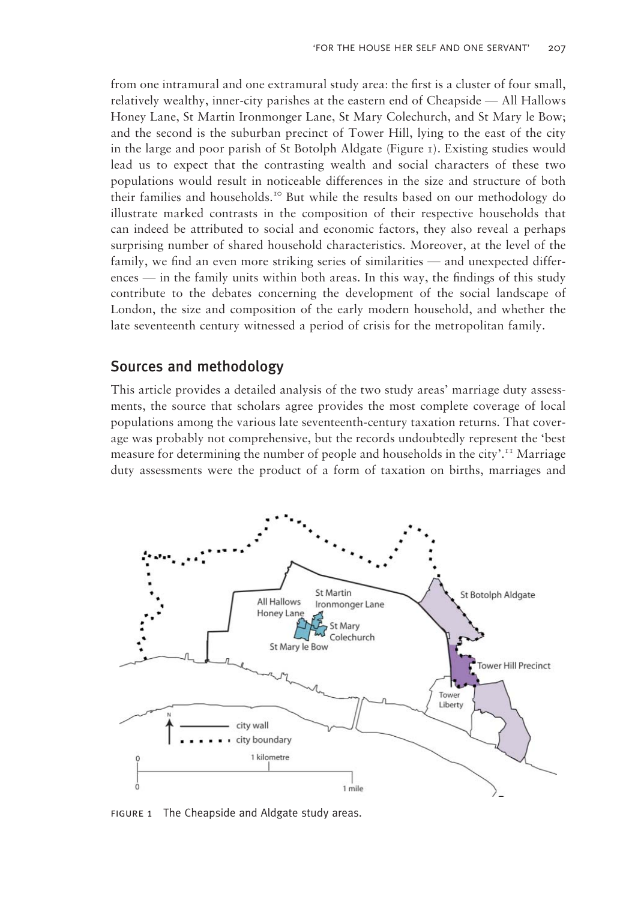from one intramural and one extramural study area: the first is a cluster of four small, relatively wealthy, inner-city parishes at the eastern end of Cheapside — All Hallows Honey Lane, St Martin Ironmonger Lane, St Mary Colechurch, and St Mary le Bow; and the second is the suburban precinct of Tower Hill, lying to the east of the city in the large and poor parish of St Botolph Aldgate (Figure 1). Existing studies would lead us to expect that the contrasting wealth and social characters of these two populations would result in noticeable differences in the size and structure of both their families and households.[10] But while the results based on our methodology do illustrate marked contrasts in the composition of their respective households that can indeed be attributed to social and economic factors, they also reveal a perhaps surprising number of shared household characteristics. Moreover, at the level of the family, we find an even more striking series of similarities — and unexpected differences — in the family units within both areas. In this way, the findings of this study contribute to the debates concerning the development of the social landscape of London, the size and composition of the early modern household, and whether the late seventeenth century witnessed a period of crisis for the metropolitan family.

## Sources and methodology

This article provides a detailed analysis of the two study areas' marriage duty assessments, the source that scholars agree provides the most complete coverage of local populations among the various late seventeenth-century taxation returns. That coverage was probably not comprehensive, but the records undoubtedly represent the 'best measure for determining the number of people and households in the city'.[11] Marriage duty assessments were the product of a form of taxation on births, marriages and

FIGURE 1 The Cheapside and Aldgate study areas.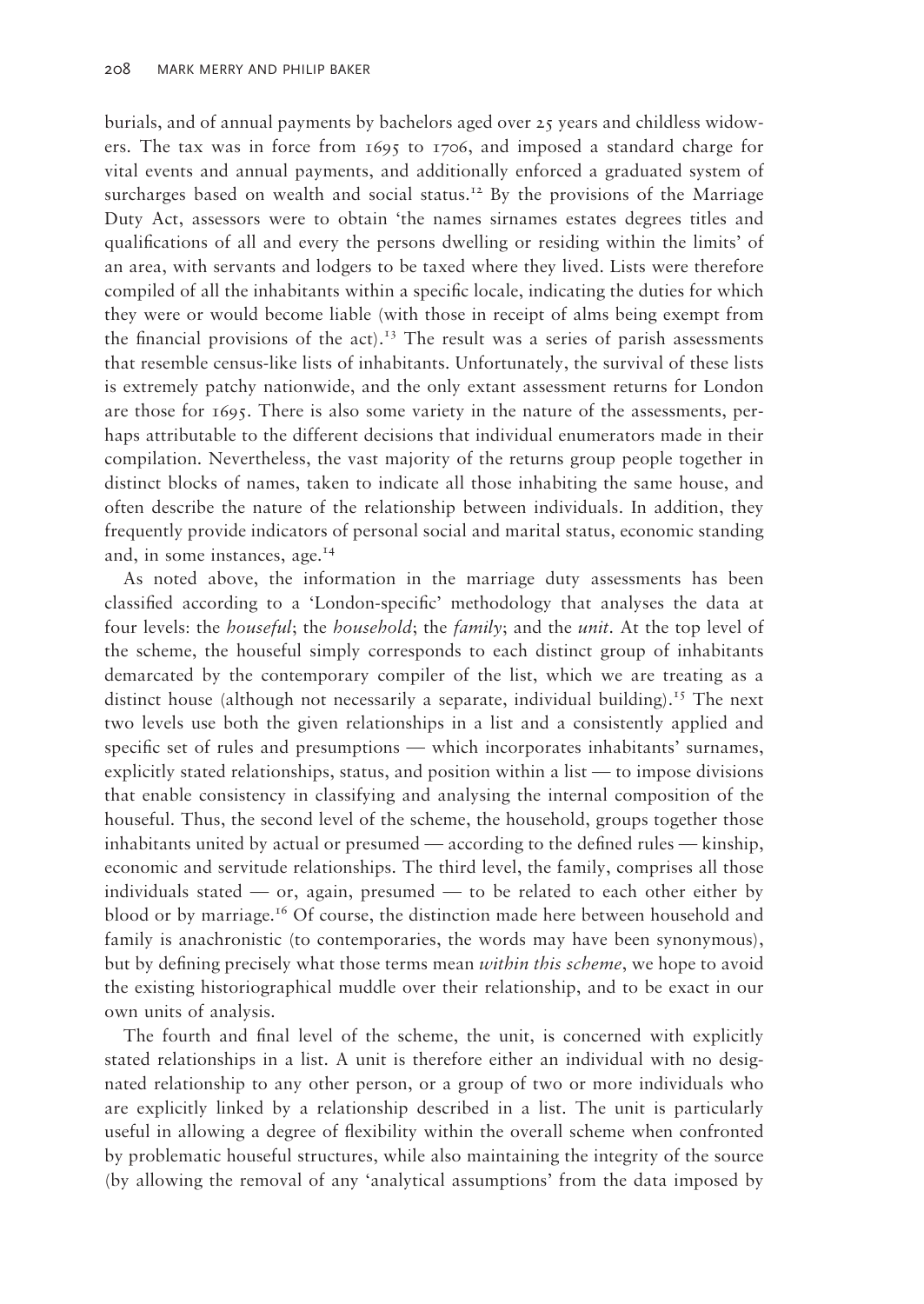burials, and of annual payments by bachelors aged over 25 years and childless widowers. The tax was in force from 1695 to 1706, and imposed a standard charge for vital events and annual payments, and additionally enforced a graduated system of surcharges based on wealth and social status.[12] By the provisions of the Marriage Duty Act, assessors were to obtain 'the names sirnames estates degrees titles and qualifications of all and every the persons dwelling or residing within the limits' of an area, with servants and lodgers to be taxed where they lived. Lists were therefore compiled of all the inhabitants within a specific locale, indicating the duties for which they were or would become liable (with those in receipt of alms being exempt from the financial provisions of the act).[13] The result was a series of parish assessments that resemble census-like lists of inhabitants. Unfortunately, the survival of these lists is extremely patchy nationwide, and the only extant assessment returns for London are those for 1695. There is also some variety in the nature of the assessments, perhaps attributable to the different decisions that individual enumerators made in their compilation. Nevertheless, the vast majority of the returns group people together in distinct blocks of names, taken to indicate all those inhabiting the same house, and often describe the nature of the relationship between individuals. In addition, they frequently provide indicators of personal social and marital status, economic standing and, in some instances, age.[14]

As noted above, the information in the marriage duty assessments has been classified according to a 'London-specific' methodology that analyses the data at four levels: the *houseful*; the *household*; the *family*; and the *unit*. At the top level of the scheme, the houseful simply corresponds to each distinct group of inhabitants demarcated by the contemporary compiler of the list, which we are treating as a distinct house (although not necessarily a separate, individual building).[15] The next two levels use both the given relationships in a list and a consistently applied and specific set of rules and presumptions — which incorporates inhabitants' surnames, explicitly stated relationships, status, and position within a list — to impose divisions that enable consistency in classifying and analysing the internal composition of the houseful. Thus, the second level of the scheme, the household, groups together those inhabitants united by actual or presumed — according to the defined rules — kinship, economic and servitude relationships. The third level, the family, comprises all those individuals stated — or, again, presumed — to be related to each other either by blood or by marriage.[16] Of course, the distinction made here between household and family is anachronistic (to contemporaries, the words may have been synonymous), but by defining precisely what those terms mean *within this scheme*, we hope to avoid the existing historiographical muddle over their relationship, and to be exact in our own units of analysis.

The fourth and final level of the scheme, the unit, is concerned with explicitly stated relationships in a list. A unit is therefore either an individual with no designated relationship to any other person, or a group of two or more individuals who are explicitly linked by a relationship described in a list. The unit is particularly useful in allowing a degree of flexibility within the overall scheme when confronted by problematic houseful structures, while also maintaining the integrity of the source (by allowing the removal of any 'analytical assumptions' from the data imposed by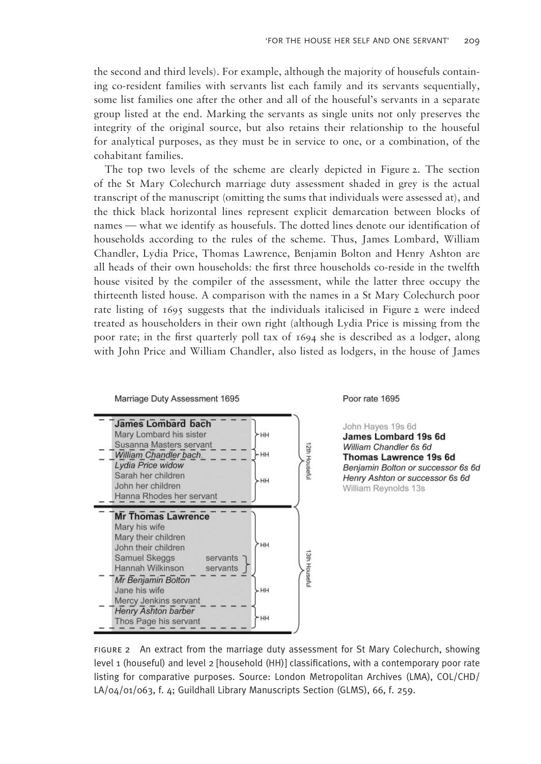the second and third levels). For example, although the majority of housefuls containing co-resident families with servants list each family and its servants sequentially, some list families one after the other and all of the houseful's servants in a separate group listed at the end. Marking the servants as single units not only preserves the integrity of the original source, but also retains their relationship to the houseful for analytical purposes, as they must be in service to one, or a combination, of the cohabitant families.

The top two levels of the scheme are clearly depicted in Figure 2. The section of the St Mary Colechurch marriage duty assessment shaded in grey is the actual transcript of the manuscript (omitting the sums that individuals were assessed at), and the thick black horizontal lines represent explicit demarcation between blocks of names — what we identify as housefuls. The dotted lines denote our identification of households according to the rules of the scheme. Thus, James Lombard, William Chandler, Lydia Price, Thomas Lawrence, Benjamin Bolton and Henry Ashton are all heads of their own households: the first three households co-reside in the twelfth house visited by the compiler of the assessment, while the latter three occupy the thirteenth listed house. A comparison with the names in a St Mary Colechurch poor rate listing of 1695 suggests that the individuals italicised in Figure 2 were indeed treated as householders in their own right (although Lydia Price is missing from the poor rate; in the first quarterly poll tax of 1694 she is described as a lodger, along with John Price and William Chandler, also listed as lodgers, in the house of James

Marriage Duty Assessment 1695

| Name | Household | Houseful |
|---|---|---|
| **James Lombard bach** | HH | 12th Houseful |
| Mary Lombard his sister | | |
| Susanna Masters servant | | |
| *William Chandler bach* | HH | |
| *Lydia Price widow* | HH | |
| Sarah her children | | |
| John her children | | |
| Hanna Rhodes her servant | | |
| **Mr Thomas Lawrence** | HH | 13th Houseful |
| Mary his wife | | |
| Mary their children | | |
| John their children | | |
| Samuel Skeggs servants | | |
| Hannah Wilkinson servants | | |
| *Mr Benjamin Bolton* | HH | |
| Jane his wife | | |
| Mercy Jenkins servant | | |
| *Henry Ashton barber* | HH | |
| Thos Page his servant | | |

Poor rate 1695

John Hayes 19s 6d
**James Lombard 19s 6d**
*William Chandler 6s 6d*
**Thomas Lawrence 19s 6d**
*Benjamin Bolton or successor 6s 6d*
*Henry Ashton or successor 6s 6d*
William Reynolds 13s

FIGURE 2 An extract from the marriage duty assessment for St Mary Colechurch, showing level 1 (houseful) and level 2 [household (HH)] classifications, with a contemporary poor rate listing for comparative purposes. Source: London Metropolitan Archives (LMA), COL/CHD/LA/04/01/063, f. 4; Guildhall Library Manuscripts Section (GLMS), 66, f. 259.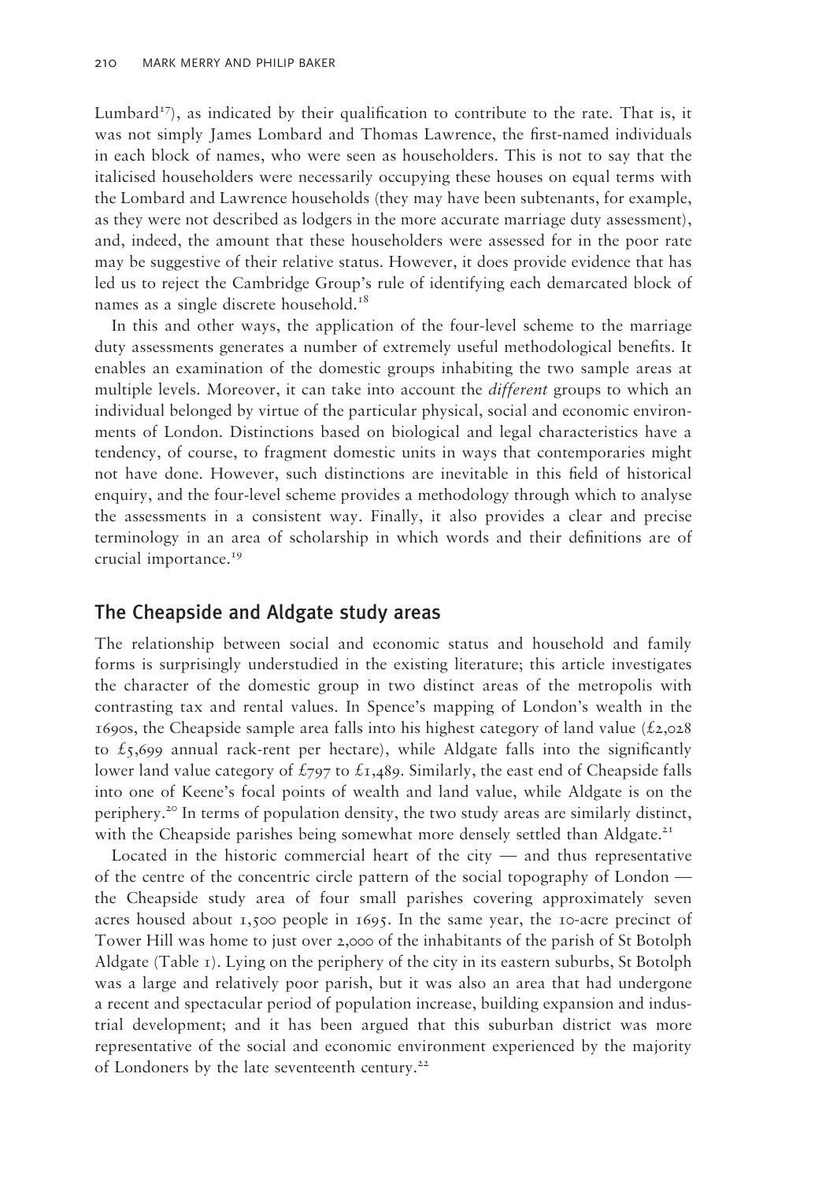Lumbard[17]), as indicated by their qualification to contribute to the rate. That is, it was not simply James Lombard and Thomas Lawrence, the first-named individuals in each block of names, who were seen as householders. This is not to say that the italicised householders were necessarily occupying these houses on equal terms with the Lombard and Lawrence households (they may have been subtenants, for example, as they were not described as lodgers in the more accurate marriage duty assessment), and, indeed, the amount that these householders were assessed for in the poor rate may be suggestive of their relative status. However, it does provide evidence that has led us to reject the Cambridge Group's rule of identifying each demarcated block of names as a single discrete household.[18]

In this and other ways, the application of the four-level scheme to the marriage duty assessments generates a number of extremely useful methodological benefits. It enables an examination of the domestic groups inhabiting the two sample areas at multiple levels. Moreover, it can take into account the *different* groups to which an individual belonged by virtue of the particular physical, social and economic environments of London. Distinctions based on biological and legal characteristics have a tendency, of course, to fragment domestic units in ways that contemporaries might not have done. However, such distinctions are inevitable in this field of historical enquiry, and the four-level scheme provides a methodology through which to analyse the assessments in a consistent way. Finally, it also provides a clear and precise terminology in an area of scholarship in which words and their definitions are of crucial importance.[19]

## The Cheapside and Aldgate study areas

The relationship between social and economic status and household and family forms is surprisingly understudied in the existing literature; this article investigates the character of the domestic group in two distinct areas of the metropolis with contrasting tax and rental values. In Spence's mapping of London's wealth in the 1690s, the Cheapside sample area falls into his highest category of land value (£2,028 to £5,699 annual rack-rent per hectare), while Aldgate falls into the significantly lower land value category of £797 to £1,489. Similarly, the east end of Cheapside falls into one of Keene's focal points of wealth and land value, while Aldgate is on the periphery.[20] In terms of population density, the two study areas are similarly distinct, with the Cheapside parishes being somewhat more densely settled than Aldgate.[21]

Located in the historic commercial heart of the city — and thus representative of the centre of the concentric circle pattern of the social topography of London — the Cheapside study area of four small parishes covering approximately seven acres housed about 1,500 people in 1695. In the same year, the 10-acre precinct of Tower Hill was home to just over 2,000 of the inhabitants of the parish of St Botolph Aldgate (Table 1). Lying on the periphery of the city in its eastern suburbs, St Botolph was a large and relatively poor parish, but it was also an area that had undergone a recent and spectacular period of population increase, building expansion and industrial development; and it has been argued that this suburban district was more representative of the social and economic environment experienced by the majority of Londoners by the late seventeenth century.[22]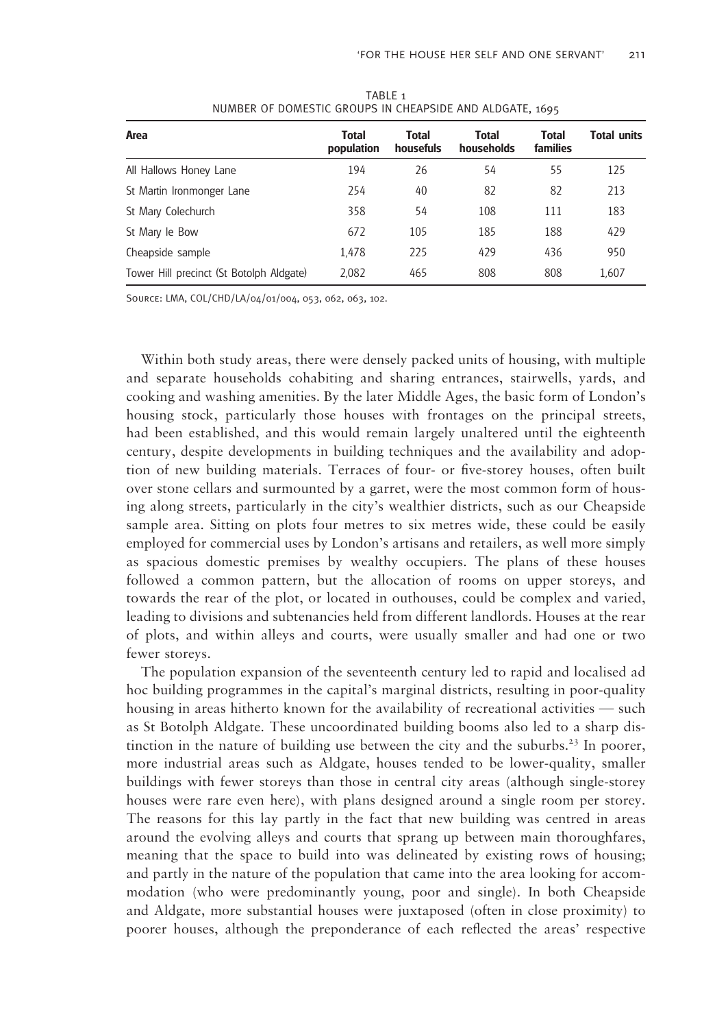TABLE 1
NUMBER OF DOMESTIC GROUPS IN CHEAPSIDE AND ALDGATE, 1695

| Area | Total population | Total housefuls | Total households | Total families | Total units |
|---|---|---|---|---|---|
| All Hallows Honey Lane | 194 | 26 | 54 | 55 | 125 |
| St Martin Ironmonger Lane | 254 | 40 | 82 | 82 | 213 |
| St Mary Colechurch | 358 | 54 | 108 | 111 | 183 |
| St Mary le Bow | 672 | 105 | 185 | 188 | 429 |
| Cheapside sample | 1,478 | 225 | 429 | 436 | 950 |
| Tower Hill precinct (St Botolph Aldgate) | 2,082 | 465 | 808 | 808 | 1,607 |

SOURCE: LMA, COL/CHD/LA/04/01/004, 053, 062, 063, 102.

Within both study areas, there were densely packed units of housing, with multiple and separate households cohabiting and sharing entrances, stairwells, yards, and cooking and washing amenities. By the later Middle Ages, the basic form of London's housing stock, particularly those houses with frontages on the principal streets, had been established, and this would remain largely unaltered until the eighteenth century, despite developments in building techniques and the availability and adoption of new building materials. Terraces of four- or five-storey houses, often built over stone cellars and surmounted by a garret, were the most common form of housing along streets, particularly in the city's wealthier districts, such as our Cheapside sample area. Sitting on plots four metres to six metres wide, these could be easily employed for commercial uses by London's artisans and retailers, as well more simply as spacious domestic premises by wealthy occupiers. The plans of these houses followed a common pattern, but the allocation of rooms on upper storeys, and towards the rear of the plot, or located in outhouses, could be complex and varied, leading to divisions and subtenancies held from different landlords. Houses at the rear of plots, and within alleys and courts, were usually smaller and had one or two fewer storeys.

The population expansion of the seventeenth century led to rapid and localised ad hoc building programmes in the capital's marginal districts, resulting in poor-quality housing in areas hitherto known for the availability of recreational activities — such as St Botolph Aldgate. These uncoordinated building booms also led to a sharp distinction in the nature of building use between the city and the suburbs.[23] In poorer, more industrial areas such as Aldgate, houses tended to be lower-quality, smaller buildings with fewer storeys than those in central city areas (although single-storey houses were rare even here), with plans designed around a single room per storey. The reasons for this lay partly in the fact that new building was centred in areas around the evolving alleys and courts that sprang up between main thoroughfares, meaning that the space to build into was delineated by existing rows of housing; and partly in the nature of the population that came into the area looking for accommodation (who were predominantly young, poor and single). In both Cheapside and Aldgate, more substantial houses were juxtaposed (often in close proximity) to poorer houses, although the preponderance of each reflected the areas' respective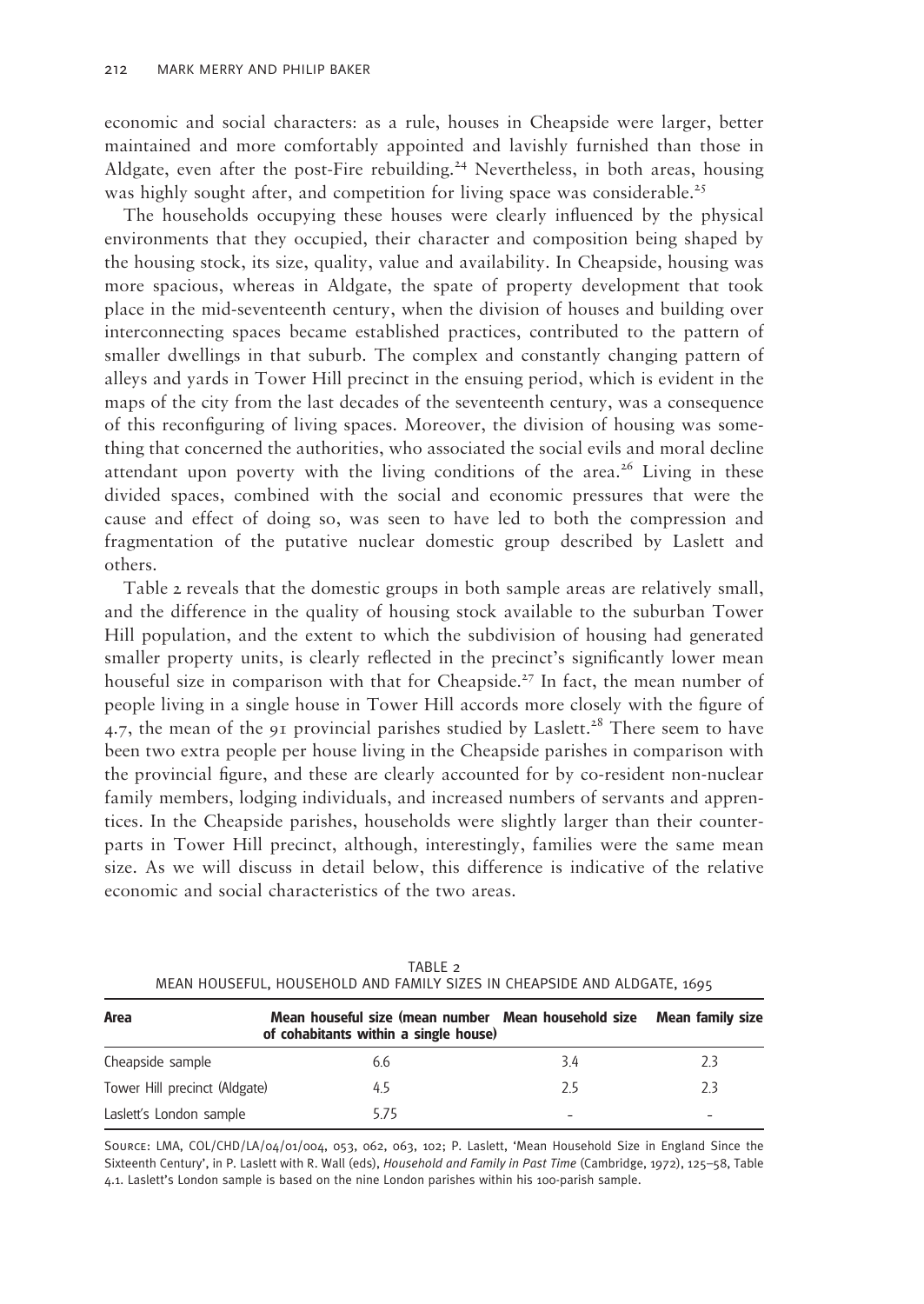economic and social characters: as a rule, houses in Cheapside were larger, better maintained and more comfortably appointed and lavishly furnished than those in Aldgate, even after the post-Fire rebuilding.[24] Nevertheless, in both areas, housing was highly sought after, and competition for living space was considerable.[25]

The households occupying these houses were clearly influenced by the physical environments that they occupied, their character and composition being shaped by the housing stock, its size, quality, value and availability. In Cheapside, housing was more spacious, whereas in Aldgate, the spate of property development that took place in the mid-seventeenth century, when the division of houses and building over interconnecting spaces became established practices, contributed to the pattern of smaller dwellings in that suburb. The complex and constantly changing pattern of alleys and yards in Tower Hill precinct in the ensuing period, which is evident in the maps of the city from the last decades of the seventeenth century, was a consequence of this reconfiguring of living spaces. Moreover, the division of housing was something that concerned the authorities, who associated the social evils and moral decline attendant upon poverty with the living conditions of the area.[26] Living in these divided spaces, combined with the social and economic pressures that were the cause and effect of doing so, was seen to have led to both the compression and fragmentation of the putative nuclear domestic group described by Laslett and others.

Table 2 reveals that the domestic groups in both sample areas are relatively small, and the difference in the quality of housing stock available to the suburban Tower Hill population, and the extent to which the subdivision of housing had generated smaller property units, is clearly reflected in the precinct's significantly lower mean houseful size in comparison with that for Cheapside.[27] In fact, the mean number of people living in a single house in Tower Hill accords more closely with the figure of 4.7, the mean of the 91 provincial parishes studied by Laslett.[28] There seem to have been two extra people per house living in the Cheapside parishes in comparison with the provincial figure, and these are clearly accounted for by co-resident non-nuclear family members, lodging individuals, and increased numbers of servants and apprentices. In the Cheapside parishes, households were slightly larger than their counterparts in Tower Hill precinct, although, interestingly, families were the same mean size. As we will discuss in detail below, this difference is indicative of the relative economic and social characteristics of the two areas.

TABLE 2
MEAN HOUSEFUL, HOUSEHOLD AND FAMILY SIZES IN CHEAPSIDE AND ALDGATE, 1695

| Area | Mean houseful size (mean number of cohabitants within a single house) | Mean household size | Mean family size |
|---|---|---|---|
| Cheapside sample | 6.6 | 3.4 | 2.3 |
| Tower Hill precinct (Aldgate) | 4.5 | 2.5 | 2.3 |
| Laslett's London sample | 5.75 | – | – |

SOURCE: LMA, COL/CHD/LA/04/01/004, 053, 062, 063, 102; P. Laslett, 'Mean Household Size in England Since the Sixteenth Century', in P. Laslett with R. Wall (eds), *Household and Family in Past Time* (Cambridge, 1972), 125–58, Table 4.1. Laslett's London sample is based on the nine London parishes within his 100-parish sample.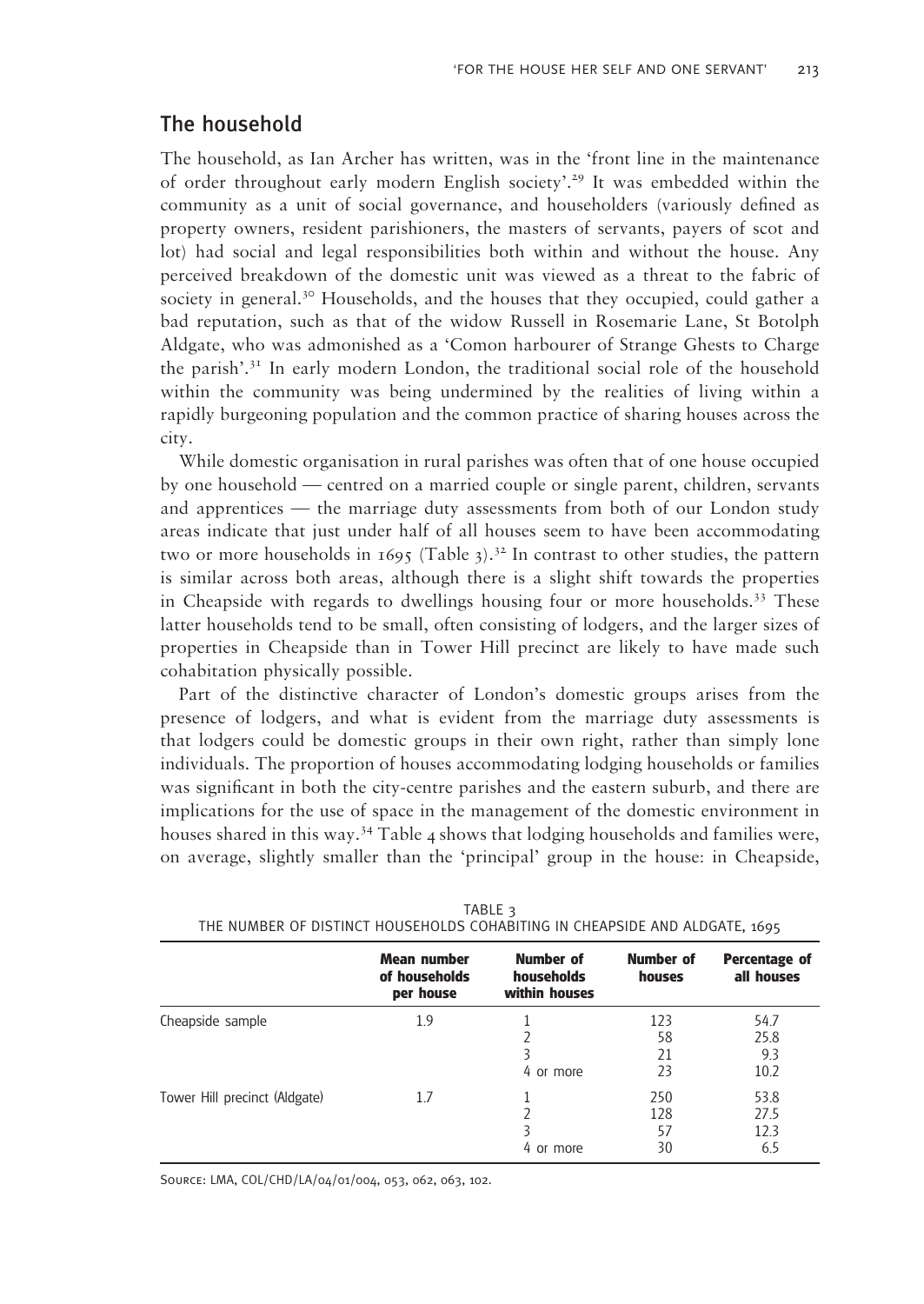## The household

The household, as Ian Archer has written, was in the 'front line in the maintenance of order throughout early modern English society'.[29] It was embedded within the community as a unit of social governance, and householders (variously defined as property owners, resident parishioners, the masters of servants, payers of scot and lot) had social and legal responsibilities both within and without the house. Any perceived breakdown of the domestic unit was viewed as a threat to the fabric of society in general.[30] Households, and the houses that they occupied, could gather a bad reputation, such as that of the widow Russell in Rosemarie Lane, St Botolph Aldgate, who was admonished as a 'Comon harbourer of Strange Ghests to Charge the parish'.[31] In early modern London, the traditional social role of the household within the community was being undermined by the realities of living within a rapidly burgeoning population and the common practice of sharing houses across the city.

While domestic organisation in rural parishes was often that of one house occupied by one household — centred on a married couple or single parent, children, servants and apprentices — the marriage duty assessments from both of our London study areas indicate that just under half of all houses seem to have been accommodating two or more households in 1695 (Table 3).[32] In contrast to other studies, the pattern is similar across both areas, although there is a slight shift towards the properties in Cheapside with regards to dwellings housing four or more households.[33] These latter households tend to be small, often consisting of lodgers, and the larger sizes of properties in Cheapside than in Tower Hill precinct are likely to have made such cohabitation physically possible.

Part of the distinctive character of London's domestic groups arises from the presence of lodgers, and what is evident from the marriage duty assessments is that lodgers could be domestic groups in their own right, rather than simply lone individuals. The proportion of houses accommodating lodging households or families was significant in both the city-centre parishes and the eastern suburb, and there are implications for the use of space in the management of the domestic environment in houses shared in this way.[34] Table 4 shows that lodging households and families were, on average, slightly smaller than the 'principal' group in the house: in Cheapside,

TABLE 3
THE NUMBER OF DISTINCT HOUSEHOLDS COHABITING IN CHEAPSIDE AND ALDGATE, 1695

| | Mean number of households per house | Number of households within houses | Number of houses | Percentage of all houses |
|---|---|---|---|---|
| Cheapside sample | 1.9 | 1 | 123 | 54.7 |
| | | 2 | 58 | 25.8 |
| | | 3 | 21 | 9.3 |
| | | 4 or more | 23 | 10.2 |
| Tower Hill precinct (Aldgate) | 1.7 | 1 | 250 | 53.8 |
| | | 2 | 128 | 27.5 |
| | | 3 | 57 | 12.3 |
| | | 4 or more | 30 | 6.5 |

Source: LMA, COL/CHD/LA/04/01/004, 053, 062, 063, 102.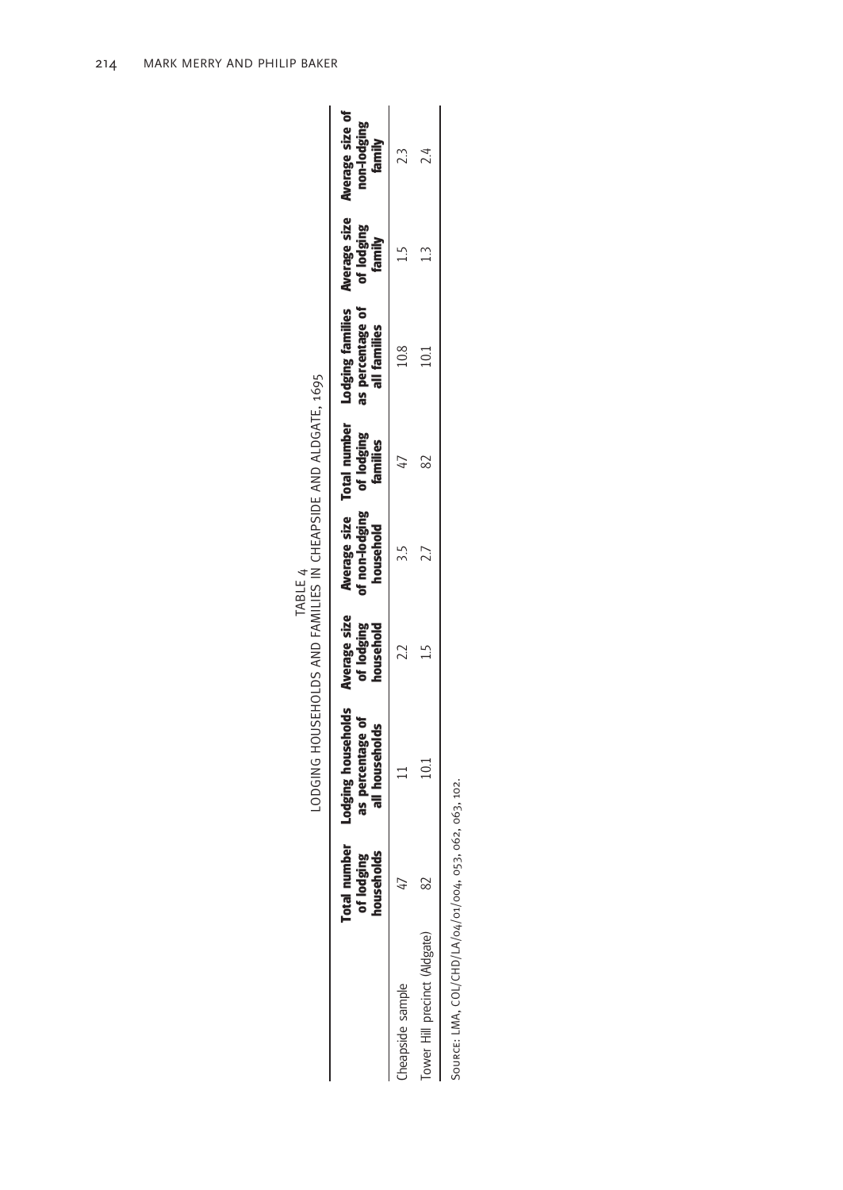TABLE 4
LODGING HOUSEHOLDS AND FAMILIES IN CHEAPSIDE AND ALDGATE, 1695

| | Total number of lodging households | Lodging households as percentage of all households | Average size of lodging household | Average size of non-lodging household | Total number of lodging families | Lodging families as percentage of all families | Average size of lodging family | Average size of non-lodging family |
|---|---|---|---|---|---|---|---|---|
| Cheapside sample | 47 | 11 | 2.2 | 3.5 | 47 | 10.8 | 1.5 | 2.3 |
| Tower Hill precinct (Aldgate) | 82 | 10.1 | 1.5 | 2.7 | 82 | 10.1 | 1.3 | 2.4 |

SOURCE: LMA, COL/CHD/LA/04/01/004, 053, 062, 063, 102.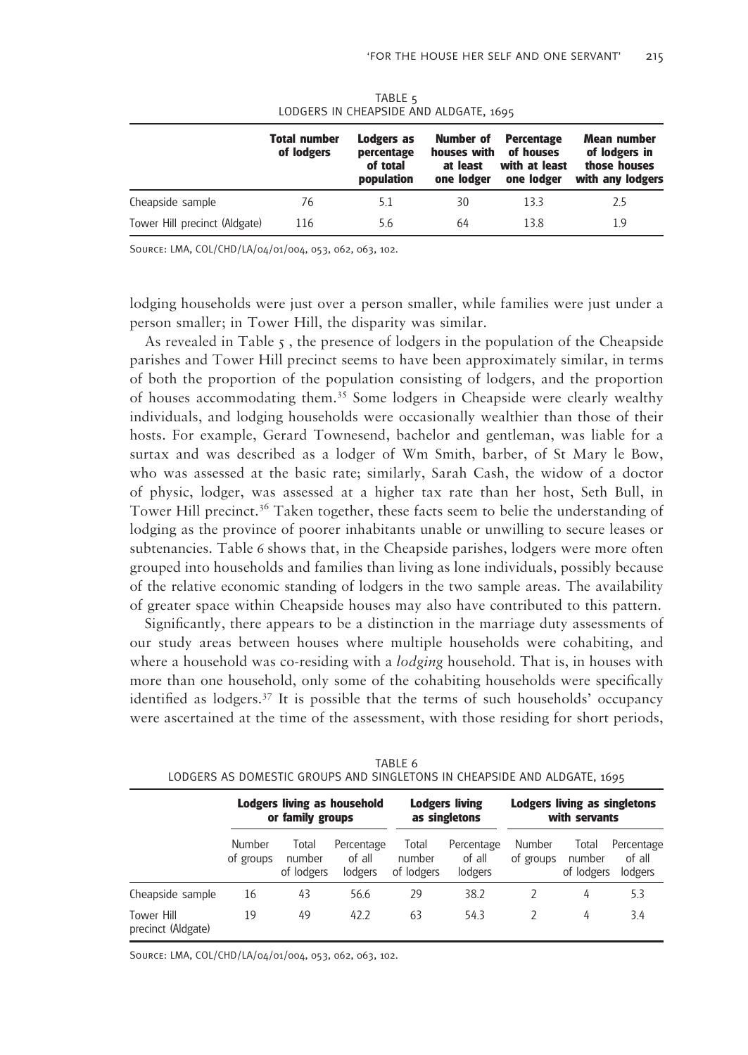TABLE 5
LODGERS IN CHEAPSIDE AND ALDGATE, 1695

| | Total number of lodgers | Lodgers as percentage of total population | Number of houses with at least one lodger | Percentage of houses with at least one lodger | Mean number of lodgers in those houses with any lodgers |
|---|---|---|---|---|---|
| Cheapside sample | 76 | 5.1 | 30 | 13.3 | 2.5 |
| Tower Hill precinct (Aldgate) | 116 | 5.6 | 64 | 13.8 | 1.9 |

SOURCE: LMA, COL/CHD/LA/04/01/004, 053, 062, 063, 102.

lodging households were just over a person smaller, while families were just under a person smaller; in Tower Hill, the disparity was similar.

As revealed in Table 5 , the presence of lodgers in the population of the Cheapside parishes and Tower Hill precinct seems to have been approximately similar, in terms of both the proportion of the population consisting of lodgers, and the proportion of houses accommodating them.[35] Some lodgers in Cheapside were clearly wealthy individuals, and lodging households were occasionally wealthier than those of their hosts. For example, Gerard Townesend, bachelor and gentleman, was liable for a surtax and was described as a lodger of Wm Smith, barber, of St Mary le Bow, who was assessed at the basic rate; similarly, Sarah Cash, the widow of a doctor of physic, lodger, was assessed at a higher tax rate than her host, Seth Bull, in Tower Hill precinct.[36] Taken together, these facts seem to belie the understanding of lodging as the province of poorer inhabitants unable or unwilling to secure leases or subtenancies. Table 6 shows that, in the Cheapside parishes, lodgers were more often grouped into households and families than living as lone individuals, possibly because of the relative economic standing of lodgers in the two sample areas. The availability of greater space within Cheapside houses may also have contributed to this pattern.

Significantly, there appears to be a distinction in the marriage duty assessments of our study areas between houses where multiple households were cohabiting, and where a household was co-residing with a *lodging* household. That is, in houses with more than one household, only some of the cohabiting households were specifically identified as lodgers.[37] It is possible that the terms of such households' occupancy were ascertained at the time of the assessment, with those residing for short periods,

TABLE 6
LODGERS AS DOMESTIC GROUPS AND SINGLETONS IN CHEAPSIDE AND ALDGATE, 1695

| | Lodgers living as household or family groups | | | Lodgers living as singletons | | Lodgers living as singletons with servants | | |
|---|---|---|---|---|---|---|---|---|
| | Number of groups | Total number of lodgers | Percentage of all lodgers | Total number of lodgers | Percentage of all lodgers | Number of groups | Total number of lodgers | Percentage of all lodgers |
| Cheapside sample | 16 | 43 | 56.6 | 29 | 38.2 | 2 | 4 | 5.3 |
| Tower Hill precinct (Aldgate) | 19 | 49 | 42.2 | 63 | 54.3 | 2 | 4 | 3.4 |

SOURCE: LMA, COL/CHD/LA/04/01/004, 053, 062, 063, 102.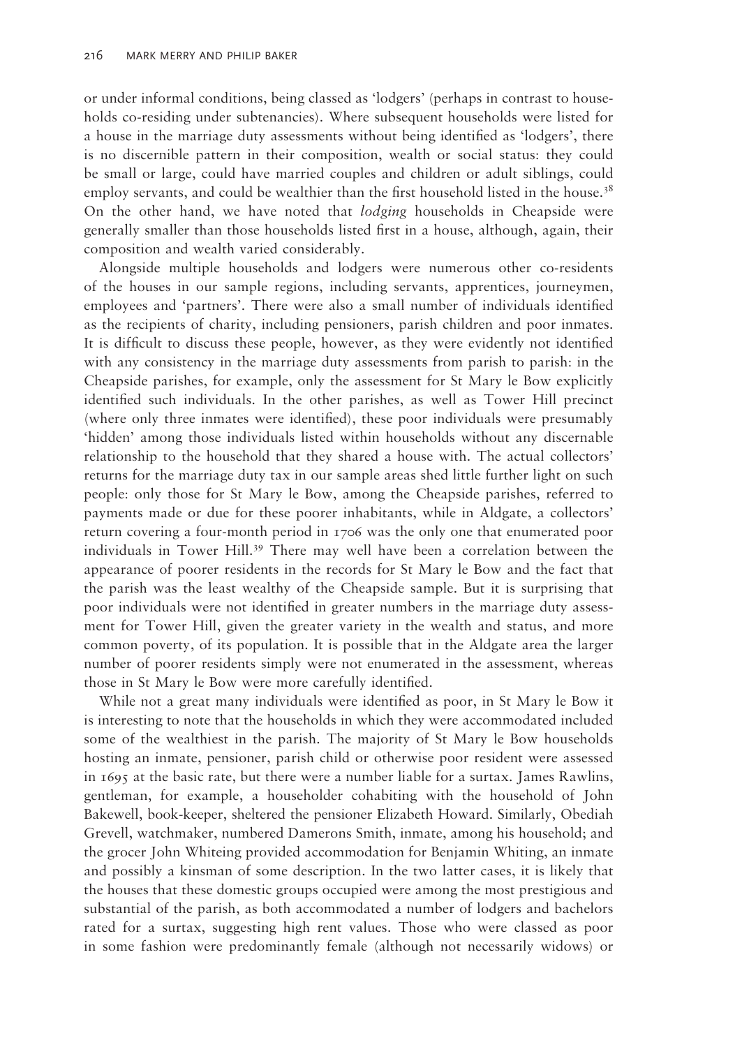or under informal conditions, being classed as 'lodgers' (perhaps in contrast to households co-residing under subtenancies). Where subsequent households were listed for a house in the marriage duty assessments without being identified as 'lodgers', there is no discernible pattern in their composition, wealth or social status: they could be small or large, could have married couples and children or adult siblings, could employ servants, and could be wealthier than the first household listed in the house.[38] On the other hand, we have noted that *lodging* households in Cheapside were generally smaller than those households listed first in a house, although, again, their composition and wealth varied considerably.

Alongside multiple households and lodgers were numerous other co-residents of the houses in our sample regions, including servants, apprentices, journeymen, employees and 'partners'. There were also a small number of individuals identified as the recipients of charity, including pensioners, parish children and poor inmates. It is difficult to discuss these people, however, as they were evidently not identified with any consistency in the marriage duty assessments from parish to parish: in the Cheapside parishes, for example, only the assessment for St Mary le Bow explicitly identified such individuals. In the other parishes, as well as Tower Hill precinct (where only three inmates were identified), these poor individuals were presumably 'hidden' among those individuals listed within households without any discernable relationship to the household that they shared a house with. The actual collectors' returns for the marriage duty tax in our sample areas shed little further light on such people: only those for St Mary le Bow, among the Cheapside parishes, referred to payments made or due for these poorer inhabitants, while in Aldgate, a collectors' return covering a four-month period in 1706 was the only one that enumerated poor individuals in Tower Hill.[39] There may well have been a correlation between the appearance of poorer residents in the records for St Mary le Bow and the fact that the parish was the least wealthy of the Cheapside sample. But it is surprising that poor individuals were not identified in greater numbers in the marriage duty assessment for Tower Hill, given the greater variety in the wealth and status, and more common poverty, of its population. It is possible that in the Aldgate area the larger number of poorer residents simply were not enumerated in the assessment, whereas those in St Mary le Bow were more carefully identified.

While not a great many individuals were identified as poor, in St Mary le Bow it is interesting to note that the households in which they were accommodated included some of the wealthiest in the parish. The majority of St Mary le Bow households hosting an inmate, pensioner, parish child or otherwise poor resident were assessed in 1695 at the basic rate, but there were a number liable for a surtax. James Rawlins, gentleman, for example, a householder cohabiting with the household of John Bakewell, book-keeper, sheltered the pensioner Elizabeth Howard. Similarly, Obediah Grevell, watchmaker, numbered Damerons Smith, inmate, among his household; and the grocer John Whiteing provided accommodation for Benjamin Whiting, an inmate and possibly a kinsman of some description. In the two latter cases, it is likely that the houses that these domestic groups occupied were among the most prestigious and substantial of the parish, as both accommodated a number of lodgers and bachelors rated for a surtax, suggesting high rent values. Those who were classed as poor in some fashion were predominantly female (although not necessarily widows) or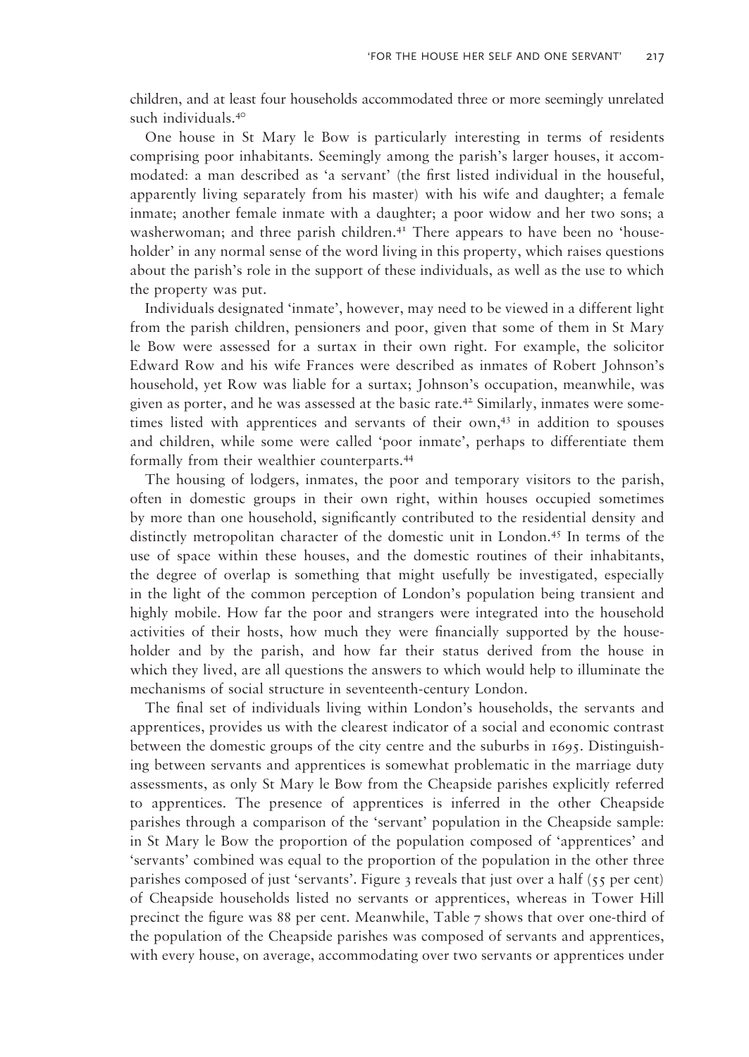children, and at least four households accommodated three or more seemingly unrelated such individuals.[40]

One house in St Mary le Bow is particularly interesting in terms of residents comprising poor inhabitants. Seemingly among the parish's larger houses, it accommodated: a man described as 'a servant' (the first listed individual in the houseful, apparently living separately from his master) with his wife and daughter; a female inmate; another female inmate with a daughter; a poor widow and her two sons; a washerwoman; and three parish children.[41] There appears to have been no 'householder' in any normal sense of the word living in this property, which raises questions about the parish's role in the support of these individuals, as well as the use to which the property was put.

Individuals designated 'inmate', however, may need to be viewed in a different light from the parish children, pensioners and poor, given that some of them in St Mary le Bow were assessed for a surtax in their own right. For example, the solicitor Edward Row and his wife Frances were described as inmates of Robert Johnson's household, yet Row was liable for a surtax; Johnson's occupation, meanwhile, was given as porter, and he was assessed at the basic rate.[42] Similarly, inmates were sometimes listed with apprentices and servants of their own,[43] in addition to spouses and children, while some were called 'poor inmate', perhaps to differentiate them formally from their wealthier counterparts.[44]

The housing of lodgers, inmates, the poor and temporary visitors to the parish, often in domestic groups in their own right, within houses occupied sometimes by more than one household, significantly contributed to the residential density and distinctly metropolitan character of the domestic unit in London.[45] In terms of the use of space within these houses, and the domestic routines of their inhabitants, the degree of overlap is something that might usefully be investigated, especially in the light of the common perception of London's population being transient and highly mobile. How far the poor and strangers were integrated into the household activities of their hosts, how much they were financially supported by the householder and by the parish, and how far their status derived from the house in which they lived, are all questions the answers to which would help to illuminate the mechanisms of social structure in seventeenth-century London.

The final set of individuals living within London's households, the servants and apprentices, provides us with the clearest indicator of a social and economic contrast between the domestic groups of the city centre and the suburbs in 1695. Distinguishing between servants and apprentices is somewhat problematic in the marriage duty assessments, as only St Mary le Bow from the Cheapside parishes explicitly referred to apprentices. The presence of apprentices is inferred in the other Cheapside parishes through a comparison of the 'servant' population in the Cheapside sample: in St Mary le Bow the proportion of the population composed of 'apprentices' and 'servants' combined was equal to the proportion of the population in the other three parishes composed of just 'servants'. Figure 3 reveals that just over a half (55 per cent) of Cheapside households listed no servants or apprentices, whereas in Tower Hill precinct the figure was 88 per cent. Meanwhile, Table 7 shows that over one-third of the population of the Cheapside parishes was composed of servants and apprentices, with every house, on average, accommodating over two servants or apprentices under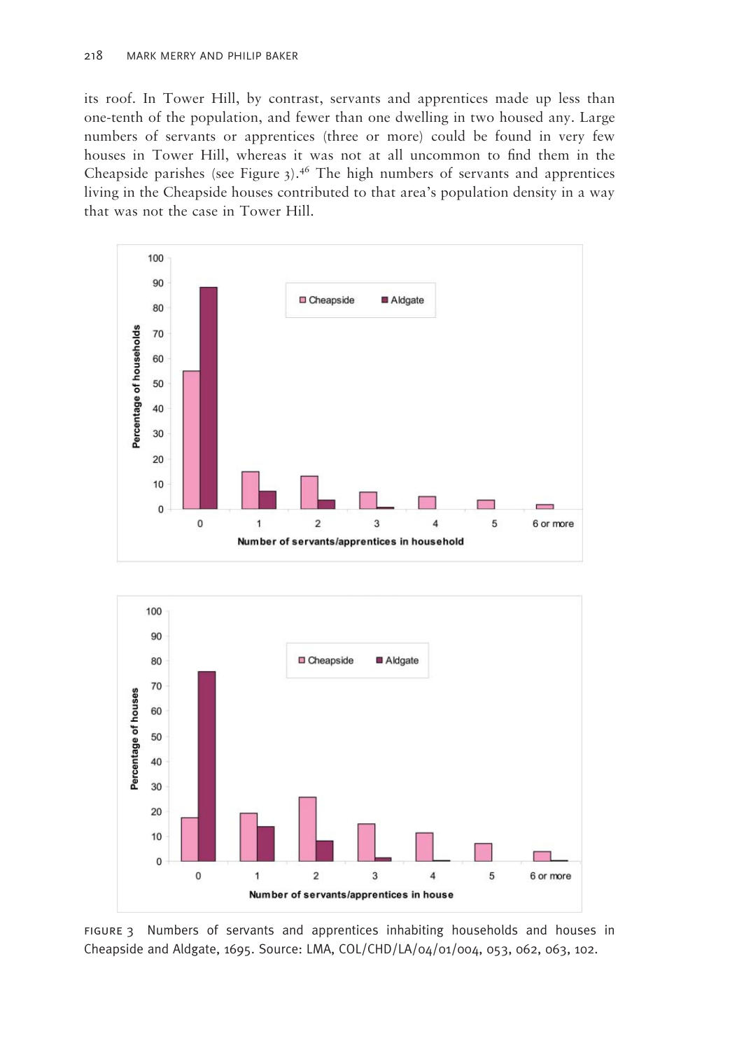its roof. In Tower Hill, by contrast, servants and apprentices made up less than one-tenth of the population, and fewer than one dwelling in two housed any. Large numbers of servants or apprentices (three or more) could be found in very few houses in Tower Hill, whereas it was not at all uncommon to find them in the Cheapside parishes (see Figure 3).[46] The high numbers of servants and apprentices living in the Cheapside houses contributed to that area's population density in a way that was not the case in Tower Hill.

FIGURE 3 Numbers of servants and apprentices inhabiting households and houses in Cheapside and Aldgate, 1695. Source: LMA, COL/CHD/LA/04/01/004, 053, 062, 063, 102.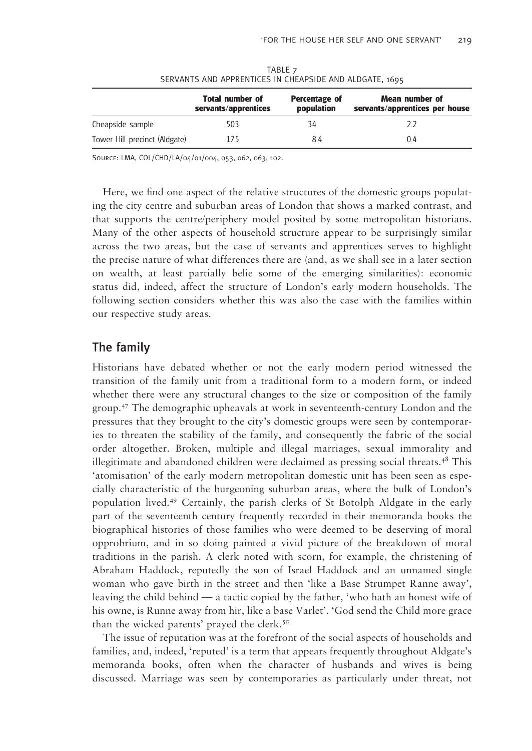TABLE 7
SERVANTS AND APPRENTICES IN CHEAPSIDE AND ALDGATE, 1695

| | Total number of servants/apprentices | Percentage of population | Mean number of servants/apprentices per house |
|---|---|---|---|
| Cheapside sample | 503 | 34 | 2.2 |
| Tower Hill precinct (Aldgate) | 175 | 8.4 | 0.4 |

Source: LMA, COL/CHD/LA/04/01/004, 053, 062, 063, 102.

Here, we find one aspect of the relative structures of the domestic groups populating the city centre and suburban areas of London that shows a marked contrast, and that supports the centre/periphery model posited by some metropolitan historians. Many of the other aspects of household structure appear to be surprisingly similar across the two areas, but the case of servants and apprentices serves to highlight the precise nature of what differences there are (and, as we shall see in a later section on wealth, at least partially belie some of the emerging similarities): economic status did, indeed, affect the structure of London's early modern households. The following section considers whether this was also the case with the families within our respective study areas.

## The family

Historians have debated whether or not the early modern period witnessed the transition of the family unit from a traditional form to a modern form, or indeed whether there were any structural changes to the size or composition of the family group.[47] The demographic upheavals at work in seventeenth-century London and the pressures that they brought to the city's domestic groups were seen by contemporaries to threaten the stability of the family, and consequently the fabric of the social order altogether. Broken, multiple and illegal marriages, sexual immorality and illegitimate and abandoned children were declaimed as pressing social threats.[48] This 'atomisation' of the early modern metropolitan domestic unit has been seen as especially characteristic of the burgeoning suburban areas, where the bulk of London's population lived.[49] Certainly, the parish clerks of St Botolph Aldgate in the early part of the seventeenth century frequently recorded in their memoranda books the biographical histories of those families who were deemed to be deserving of moral opprobrium, and in so doing painted a vivid picture of the breakdown of moral traditions in the parish. A clerk noted with scorn, for example, the christening of Abraham Haddock, reputedly the son of Israel Haddock and an unnamed single woman who gave birth in the street and then 'like a Base Strumpet Ranne away', leaving the child behind — a tactic copied by the father, 'who hath an honest wife of his owne, is Runne away from hir, like a base Varlet'. 'God send the Child more grace than the wicked parents' prayed the clerk.[50]

The issue of reputation was at the forefront of the social aspects of households and families, and, indeed, 'reputed' is a term that appears frequently throughout Aldgate's memoranda books, often when the character of husbands and wives is being discussed. Marriage was seen by contemporaries as particularly under threat, not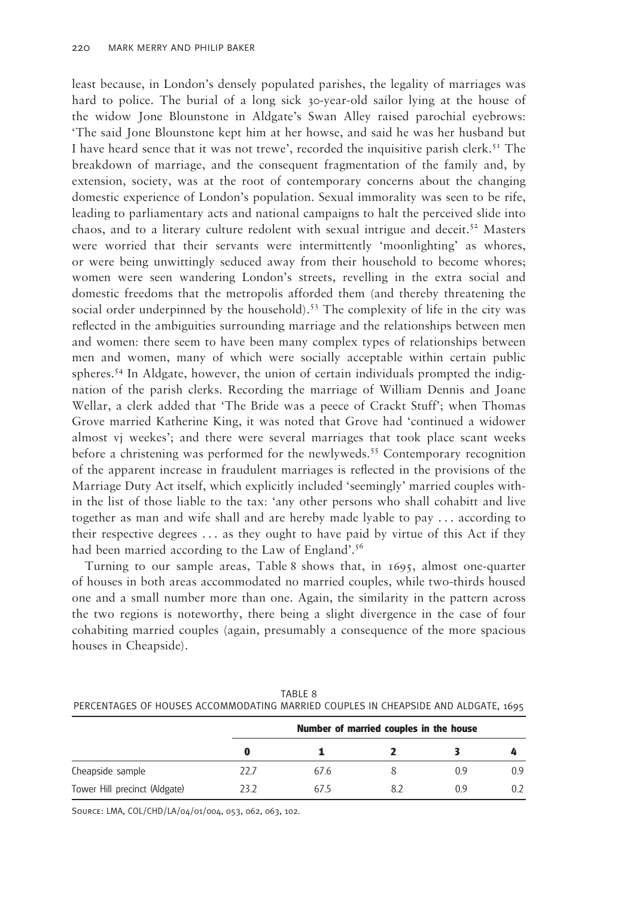least because, in London's densely populated parishes, the legality of marriages was hard to police. The burial of a long sick 30-year-old sailor lying at the house of the widow Jone Blounstone in Aldgate's Swan Alley raised parochial eyebrows: 'The said Jone Blounstone kept him at her howse, and said he was her husband but I have heard sence that it was not trewe', recorded the inquisitive parish clerk.[51] The breakdown of marriage, and the consequent fragmentation of the family and, by extension, society, was at the root of contemporary concerns about the changing domestic experience of London's population. Sexual immorality was seen to be rife, leading to parliamentary acts and national campaigns to halt the perceived slide into chaos, and to a literary culture redolent with sexual intrigue and deceit.[52] Masters were worried that their servants were intermittently 'moonlighting' as whores, or were being unwittingly seduced away from their household to become whores; women were seen wandering London's streets, revelling in the extra social and domestic freedoms that the metropolis afforded them (and thereby threatening the social order underpinned by the household).[53] The complexity of life in the city was reflected in the ambiguities surrounding marriage and the relationships between men and women: there seem to have been many complex types of relationships between men and women, many of which were socially acceptable within certain public spheres.[54] In Aldgate, however, the union of certain individuals prompted the indignation of the parish clerks. Recording the marriage of William Dennis and Joane Wellar, a clerk added that 'The Bride was a peece of Crackt Stuff'; when Thomas Grove married Katherine King, it was noted that Grove had 'continued a widower almost vj weekes'; and there were several marriages that took place scant weeks before a christening was performed for the newlyweds.[55] Contemporary recognition of the apparent increase in fraudulent marriages is reflected in the provisions of the Marriage Duty Act itself, which explicitly included 'seemingly' married couples within the list of those liable to the tax: 'any other persons who shall cohabitt and live together as man and wife shall and are hereby made lyable to pay . . . according to their respective degrees . . . as they ought to have paid by virtue of this Act if they had been married according to the Law of England'.[56]

Turning to our sample areas, Table 8 shows that, in 1695, almost one-quarter of houses in both areas accommodated no married couples, while two-thirds housed one and a small number more than one. Again, the similarity in the pattern across the two regions is noteworthy, there being a slight divergence in the case of four cohabiting married couples (again, presumably a consequence of the more spacious houses in Cheapside).

TABLE 8
PERCENTAGES OF HOUSES ACCOMMODATING MARRIED COUPLES IN CHEAPSIDE AND ALDGATE, 1695

| | Number of married couples in the house | | | | |
|---|---|---|---|---|---|
| | **0** | **1** | **2** | **3** | **4** |
| Cheapside sample | 22.7 | 67.6 | 8 | 0.9 | 0.9 |
| Tower Hill precinct (Aldgate) | 23.2 | 67.5 | 8.2 | 0.9 | 0.2 |

SOURCE: LMA, COL/CHD/LA/04/01/004, 053, 062, 063, 102.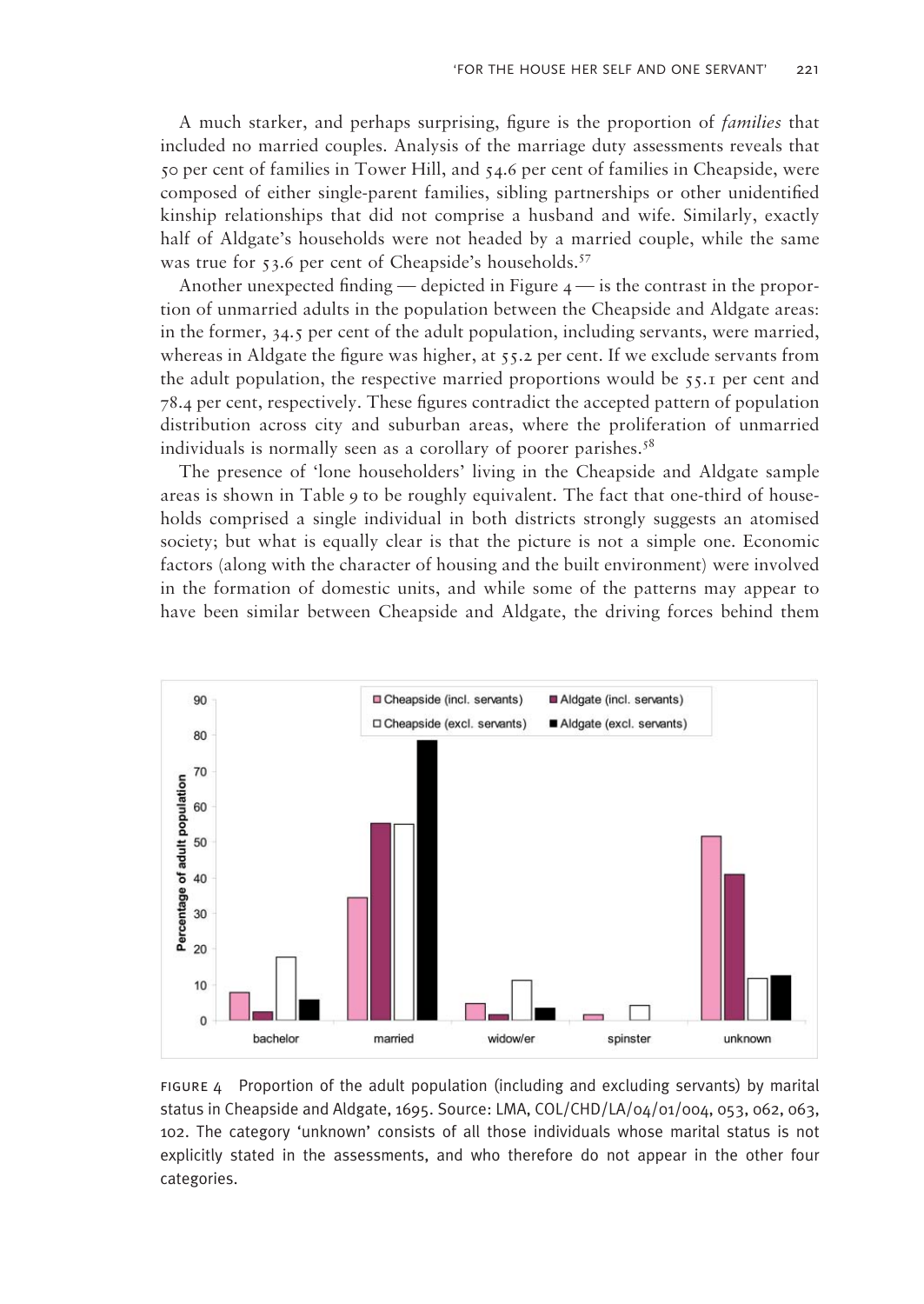A much starker, and perhaps surprising, figure is the proportion of *families* that included no married couples. Analysis of the marriage duty assessments reveals that 50 per cent of families in Tower Hill, and 54.6 per cent of families in Cheapside, were composed of either single-parent families, sibling partnerships or other unidentified kinship relationships that did not comprise a husband and wife. Similarly, exactly half of Aldgate's households were not headed by a married couple, while the same was true for 53.6 per cent of Cheapside's households.[57]

Another unexpected finding — depicted in Figure 4 — is the contrast in the proportion of unmarried adults in the population between the Cheapside and Aldgate areas: in the former, 34.5 per cent of the adult population, including servants, were married, whereas in Aldgate the figure was higher, at 55.2 per cent. If we exclude servants from the adult population, the respective married proportions would be 55.1 per cent and 78.4 per cent, respectively. These figures contradict the accepted pattern of population distribution across city and suburban areas, where the proliferation of unmarried individuals is normally seen as a corollary of poorer parishes.[58]

The presence of 'lone householders' living in the Cheapside and Aldgate sample areas is shown in Table 9 to be roughly equivalent. The fact that one-third of households comprised a single individual in both districts strongly suggests an atomised society; but what is equally clear is that the picture is not a simple one. Economic factors (along with the character of housing and the built environment) were involved in the formation of domestic units, and while some of the patterns may appear to have been similar between Cheapside and Aldgate, the driving forces behind them

FIGURE 4 Proportion of the adult population (including and excluding servants) by marital status in Cheapside and Aldgate, 1695. Source: LMA, COL/CHD/LA/04/01/004, 053, 062, 063, 102. The category 'unknown' consists of all those individuals whose marital status is not explicitly stated in the assessments, and who therefore do not appear in the other four categories.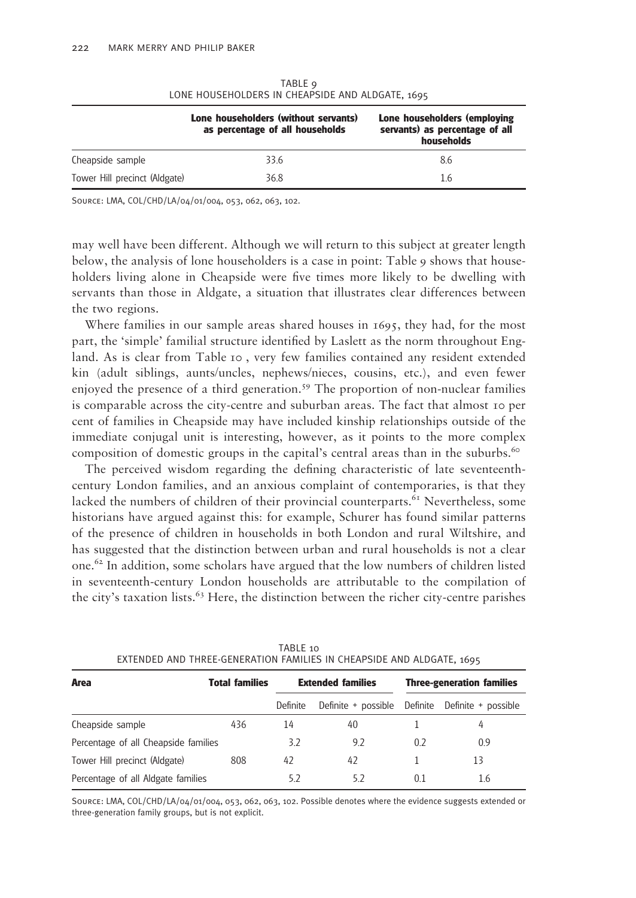TABLE 9
LONE HOUSEHOLDERS IN CHEAPSIDE AND ALDGATE, 1695

| | Lone householders (without servants) as percentage of all households | Lone householders (employing servants) as percentage of all households |
|---|---|---|
| Cheapside sample | 33.6 | 8.6 |
| Tower Hill precinct (Aldgate) | 36.8 | 1.6 |

SOURCE: LMA, COL/CHD/LA/04/01/004, 053, 062, 063, 102.

may well have been different. Although we will return to this subject at greater length below, the analysis of lone householders is a case in point: Table 9 shows that householders living alone in Cheapside were five times more likely to be dwelling with servants than those in Aldgate, a situation that illustrates clear differences between the two regions.

Where families in our sample areas shared houses in 1695, they had, for the most part, the 'simple' familial structure identified by Laslett as the norm throughout England. As is clear from Table 10 , very few families contained any resident extended kin (adult siblings, aunts/uncles, nephews/nieces, cousins, etc.), and even fewer enjoyed the presence of a third generation.[59] The proportion of non-nuclear families is comparable across the city-centre and suburban areas. The fact that almost 10 per cent of families in Cheapside may have included kinship relationships outside of the immediate conjugal unit is interesting, however, as it points to the more complex composition of domestic groups in the capital's central areas than in the suburbs.[60]

The perceived wisdom regarding the defining characteristic of late seventeenth-century London families, and an anxious complaint of contemporaries, is that they lacked the numbers of children of their provincial counterparts.[61] Nevertheless, some historians have argued against this: for example, Schurer has found similar patterns of the presence of children in households in both London and rural Wiltshire, and has suggested that the distinction between urban and rural households is not a clear one.[62] In addition, some scholars have argued that the low numbers of children listed in seventeenth-century London households are attributable to the compilation of the city's taxation lists.[63] Here, the distinction between the richer city-centre parishes

TABLE 10
EXTENDED AND THREE-GENERATION FAMILIES IN CHEAPSIDE AND ALDGATE, 1695

| Area | Total families | Extended families | | Three-generation families | |
|---|---|---|---|---|---|
| | | Definite | Definite + possible | Definite | Definite + possible |
| Cheapside sample | 436 | 14 | 40 | 1 | 4 |
| Percentage of all Cheapside families | | 3.2 | 9.2 | 0.2 | 0.9 |
| Tower Hill precinct (Aldgate) | 808 | 42 | 42 | 1 | 13 |
| Percentage of all Aldgate families | | 5.2 | 5.2 | 0.1 | 1.6 |

SOURCE: LMA, COL/CHD/LA/04/01/004, 053, 062, 063, 102. Possible denotes where the evidence suggests extended or three-generation family groups, but is not explicit.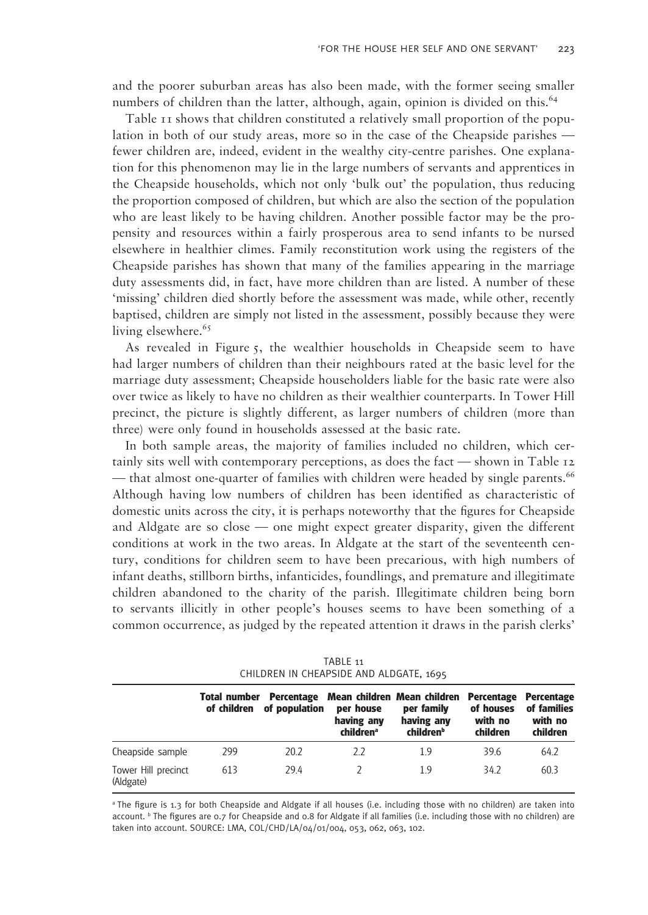and the poorer suburban areas has also been made, with the former seeing smaller numbers of children than the latter, although, again, opinion is divided on this.[64]

Table 11 shows that children constituted a relatively small proportion of the population in both of our study areas, more so in the case of the Cheapside parishes — fewer children are, indeed, evident in the wealthy city-centre parishes. One explanation for this phenomenon may lie in the large numbers of servants and apprentices in the Cheapside households, which not only 'bulk out' the population, thus reducing the proportion composed of children, but which are also the section of the population who are least likely to be having children. Another possible factor may be the propensity and resources within a fairly prosperous area to send infants to be nursed elsewhere in healthier climes. Family reconstitution work using the registers of the Cheapside parishes has shown that many of the families appearing in the marriage duty assessments did, in fact, have more children than are listed. A number of these 'missing' children died shortly before the assessment was made, while other, recently baptised, children are simply not listed in the assessment, possibly because they were living elsewhere.[65]

As revealed in Figure 5, the wealthier households in Cheapside seem to have had larger numbers of children than their neighbours rated at the basic level for the marriage duty assessment; Cheapside householders liable for the basic rate were also over twice as likely to have no children as their wealthier counterparts. In Tower Hill precinct, the picture is slightly different, as larger numbers of children (more than three) were only found in households assessed at the basic rate.

In both sample areas, the majority of families included no children, which certainly sits well with contemporary perceptions, as does the fact — shown in Table 12 — that almost one-quarter of families with children were headed by single parents.[66] Although having low numbers of children has been identified as characteristic of domestic units across the city, it is perhaps noteworthy that the figures for Cheapside and Aldgate are so close — one might expect greater disparity, given the different conditions at work in the two areas. In Aldgate at the start of the seventeenth century, conditions for children seem to have been precarious, with high numbers of infant deaths, stillborn births, infanticides, foundlings, and premature and illegitimate children abandoned to the charity of the parish. Illegitimate children being born to servants illicitly in other people's houses seems to have been something of a common occurrence, as judged by the repeated attention it draws in the parish clerks'

TABLE 11
CHILDREN IN CHEAPSIDE AND ALDGATE, 1695

| | **Total number of children** | **Percentage of population** | **Mean children per house having any children**[a] | **Mean children per family having any children**[b] | **Percentage of houses with no children** | **Percentage of families with no children** |
|---|---|---|---|---|---|---|
| Cheapside sample | 299 | 20.2 | 2.2 | 1.9 | 39.6 | 64.2 |
| Tower Hill precinct (Aldgate) | 613 | 29.4 | 2 | 1.9 | 34.2 | 60.3 |

[a] The figure is 1.3 for both Cheapside and Aldgate if all houses (i.e. including those with no children) are taken into account. [b] The figures are 0.7 for Cheapside and 0.8 for Aldgate if all families (i.e. including those with no children) are taken into account. SOURCE: LMA, COL/CHD/LA/04/01/004, 053, 062, 063, 102.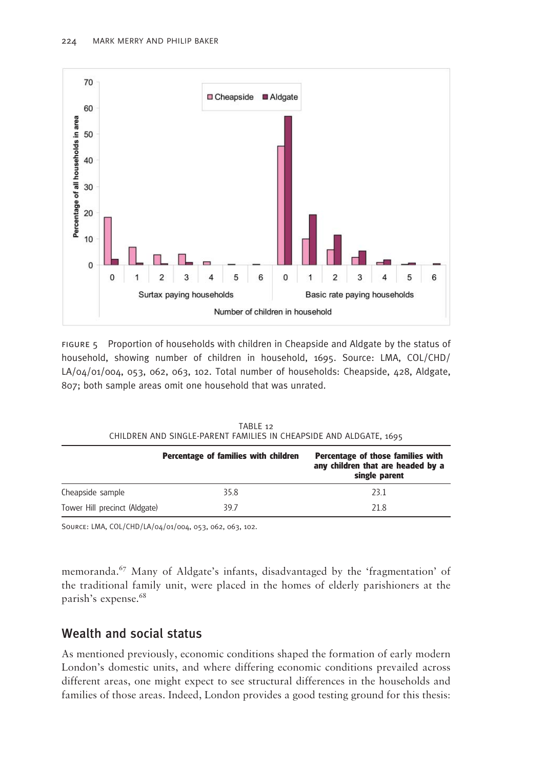FIGURE 5 Proportion of households with children in Cheapside and Aldgate by the status of household, showing number of children in household, 1695. Source: LMA, COL/CHD/LA/04/01/004, 053, 062, 063, 102. Total number of households: Cheapside, 428, Aldgate, 807; both sample areas omit one household that was unrated.

TABLE 12
CHILDREN AND SINGLE-PARENT FAMILIES IN CHEAPSIDE AND ALDGATE, 1695

| | Percentage of families with children | Percentage of those families with any children that are headed by a single parent |
|---|---|---|
| Cheapside sample | 35.8 | 23.1 |
| Tower Hill precinct (Aldgate) | 39.7 | 21.8 |

SOURCE: LMA, COL/CHD/LA/04/01/004, 053, 062, 063, 102.

memoranda.[67] Many of Aldgate's infants, disadvantaged by the 'fragmentation' of the traditional family unit, were placed in the homes of elderly parishioners at the parish's expense.[68]

## Wealth and social status

As mentioned previously, economic conditions shaped the formation of early modern London's domestic units, and where differing economic conditions prevailed across different areas, one might expect to see structural differences in the households and families of those areas. Indeed, London provides a good testing ground for this thesis: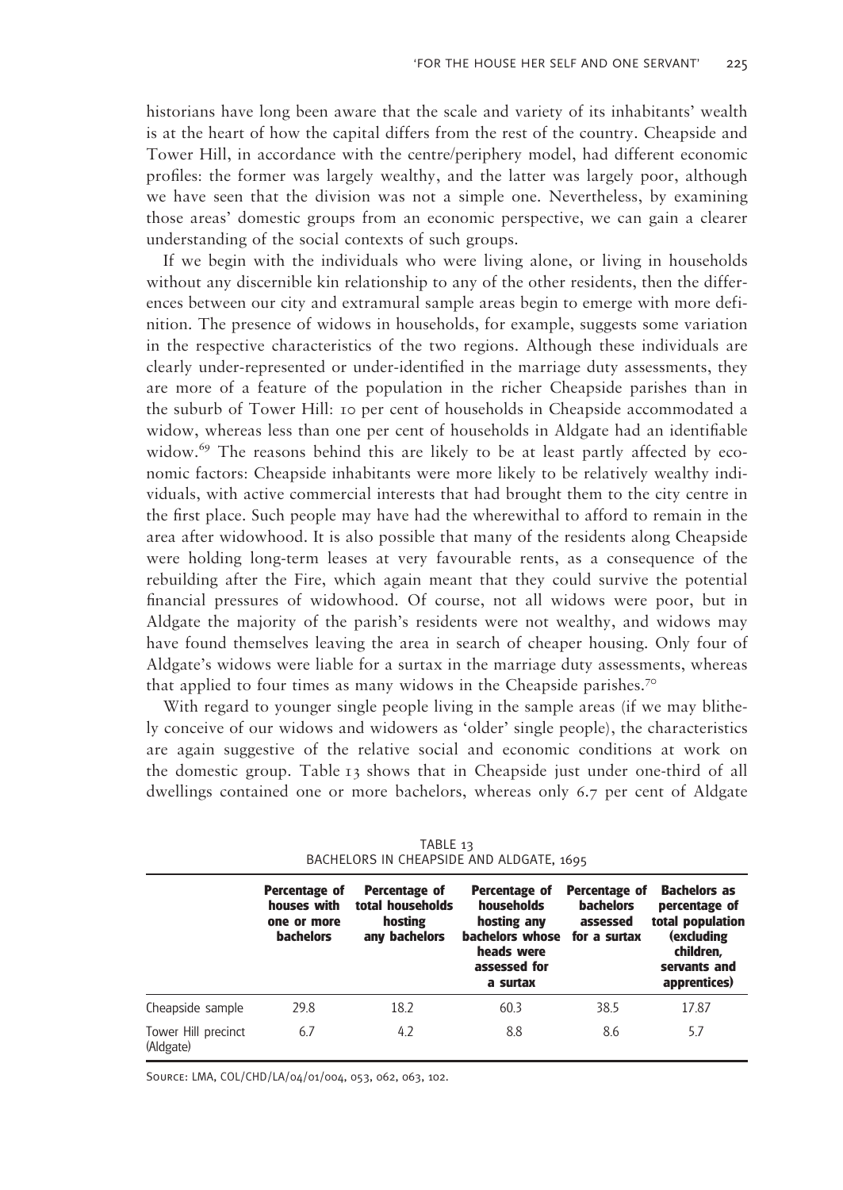historians have long been aware that the scale and variety of its inhabitants' wealth is at the heart of how the capital differs from the rest of the country. Cheapside and Tower Hill, in accordance with the centre/periphery model, had different economic profiles: the former was largely wealthy, and the latter was largely poor, although we have seen that the division was not a simple one. Nevertheless, by examining those areas' domestic groups from an economic perspective, we can gain a clearer understanding of the social contexts of such groups.

If we begin with the individuals who were living alone, or living in households without any discernible kin relationship to any of the other residents, then the differences between our city and extramural sample areas begin to emerge with more definition. The presence of widows in households, for example, suggests some variation in the respective characteristics of the two regions. Although these individuals are clearly under-represented or under-identified in the marriage duty assessments, they are more of a feature of the population in the richer Cheapside parishes than in the suburb of Tower Hill: 10 per cent of households in Cheapside accommodated a widow, whereas less than one per cent of households in Aldgate had an identifiable widow.[69] The reasons behind this are likely to be at least partly affected by economic factors: Cheapside inhabitants were more likely to be relatively wealthy individuals, with active commercial interests that had brought them to the city centre in the first place. Such people may have had the wherewithal to afford to remain in the area after widowhood. It is also possible that many of the residents along Cheapside were holding long-term leases at very favourable rents, as a consequence of the rebuilding after the Fire, which again meant that they could survive the potential financial pressures of widowhood. Of course, not all widows were poor, but in Aldgate the majority of the parish's residents were not wealthy, and widows may have found themselves leaving the area in search of cheaper housing. Only four of Aldgate's widows were liable for a surtax in the marriage duty assessments, whereas that applied to four times as many widows in the Cheapside parishes.[70]

With regard to younger single people living in the sample areas (if we may blithely conceive of our widows and widowers as 'older' single people), the characteristics are again suggestive of the relative social and economic conditions at work on the domestic group. Table 13 shows that in Cheapside just under one-third of all dwellings contained one or more bachelors, whereas only 6.7 per cent of Aldgate

TABLE 13
BACHELORS IN CHEAPSIDE AND ALDGATE, 1695

| | Percentage of houses with one or more bachelors | Percentage of total households hosting any bachelors | Percentage of households hosting any bachelors whose heads were assessed for a surtax | Percentage of bachelors assessed for a surtax | Bachelors as percentage of total population (excluding children, servants and apprentices) |
|---|---|---|---|---|---|
| Cheapside sample | 29.8 | 18.2 | 60.3 | 38.5 | 17.87 |
| Tower Hill precinct (Aldgate) | 6.7 | 4.2 | 8.8 | 8.6 | 5.7 |

SOURCE: LMA, COL/CHD/LA/04/01/004, 053, 062, 063, 102.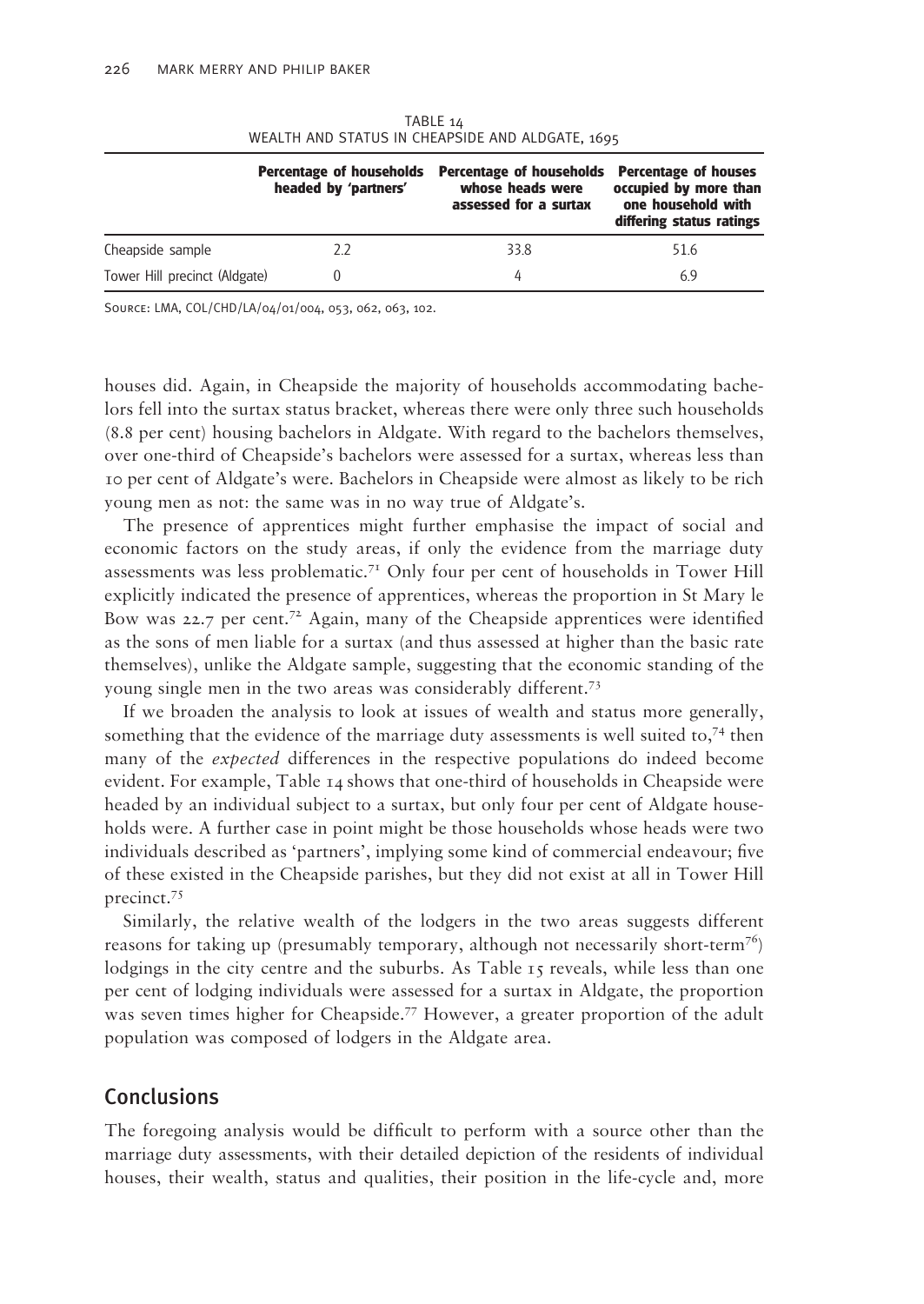TABLE 14
WEALTH AND STATUS IN CHEAPSIDE AND ALDGATE, 1695

| | Percentage of households headed by 'partners' | Percentage of households whose heads were assessed for a surtax | Percentage of houses occupied by more than one household with differing status ratings |
|---|---|---|---|
| Cheapside sample | 2.2 | 33.8 | 51.6 |
| Tower Hill precinct (Aldgate) | 0 | 4 | 6.9 |

SOURCE: LMA, COL/CHD/LA/04/01/004, 053, 062, 063, 102.

houses did. Again, in Cheapside the majority of households accommodating bachelors fell into the surtax status bracket, whereas there were only three such households (8.8 per cent) housing bachelors in Aldgate. With regard to the bachelors themselves, over one-third of Cheapside's bachelors were assessed for a surtax, whereas less than 10 per cent of Aldgate's were. Bachelors in Cheapside were almost as likely to be rich young men as not: the same was in no way true of Aldgate's.

The presence of apprentices might further emphasise the impact of social and economic factors on the study areas, if only the evidence from the marriage duty assessments was less problematic.[71] Only four per cent of households in Tower Hill explicitly indicated the presence of apprentices, whereas the proportion in St Mary le Bow was 22.7 per cent.[72] Again, many of the Cheapside apprentices were identified as the sons of men liable for a surtax (and thus assessed at higher than the basic rate themselves), unlike the Aldgate sample, suggesting that the economic standing of the young single men in the two areas was considerably different.[73]

If we broaden the analysis to look at issues of wealth and status more generally, something that the evidence of the marriage duty assessments is well suited to,[74] then many of the *expected* differences in the respective populations do indeed become evident. For example, Table 14 shows that one-third of households in Cheapside were headed by an individual subject to a surtax, but only four per cent of Aldgate households were. A further case in point might be those households whose heads were two individuals described as 'partners', implying some kind of commercial endeavour; five of these existed in the Cheapside parishes, but they did not exist at all in Tower Hill precinct.[75]

Similarly, the relative wealth of the lodgers in the two areas suggests different reasons for taking up (presumably temporary, although not necessarily short-term[76]) lodgings in the city centre and the suburbs. As Table 15 reveals, while less than one per cent of lodging individuals were assessed for a surtax in Aldgate, the proportion was seven times higher for Cheapside.[77] However, a greater proportion of the adult population was composed of lodgers in the Aldgate area.

## Conclusions

The foregoing analysis would be difficult to perform with a source other than the marriage duty assessments, with their detailed depiction of the residents of individual houses, their wealth, status and qualities, their position in the life-cycle and, more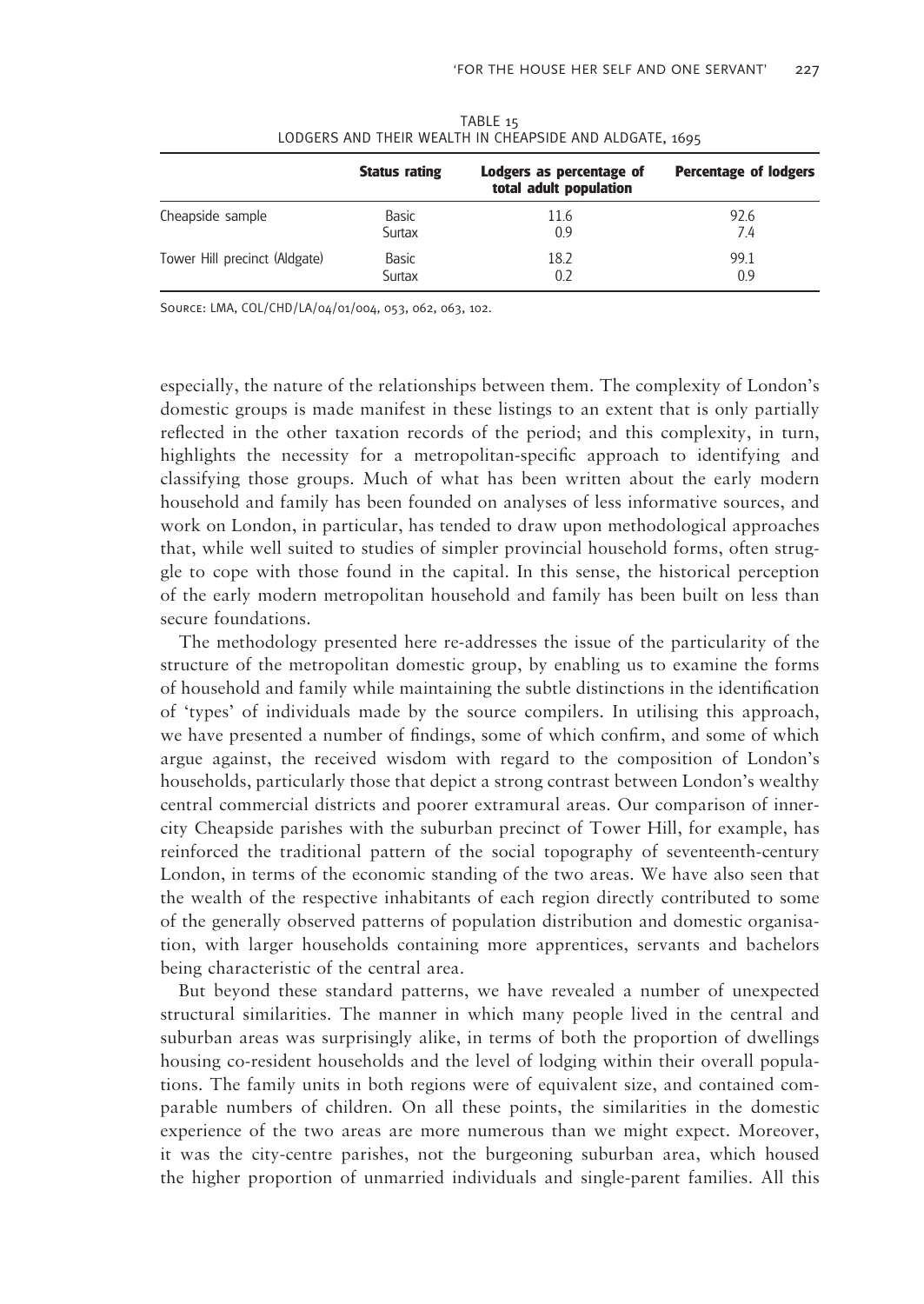TABLE 15
LODGERS AND THEIR WEALTH IN CHEAPSIDE AND ALDGATE, 1695

| | Status rating | Lodgers as percentage of total adult population | Percentage of lodgers |
|---|---|---|---|
| Cheapside sample | Basic | 11.6 | 92.6 |
| | Surtax | 0.9 | 7.4 |
| Tower Hill precinct (Aldgate) | Basic | 18.2 | 99.1 |
| | Surtax | 0.2 | 0.9 |

Source: LMA, COL/CHD/LA/04/01/004, 053, 062, 063, 102.

especially, the nature of the relationships between them. The complexity of London's domestic groups is made manifest in these listings to an extent that is only partially reflected in the other taxation records of the period; and this complexity, in turn, highlights the necessity for a metropolitan-specific approach to identifying and classifying those groups. Much of what has been written about the early modern household and family has been founded on analyses of less informative sources, and work on London, in particular, has tended to draw upon methodological approaches that, while well suited to studies of simpler provincial household forms, often struggle to cope with those found in the capital. In this sense, the historical perception of the early modern metropolitan household and family has been built on less than secure foundations.

The methodology presented here re-addresses the issue of the particularity of the structure of the metropolitan domestic group, by enabling us to examine the forms of household and family while maintaining the subtle distinctions in the identification of 'types' of individuals made by the source compilers. In utilising this approach, we have presented a number of findings, some of which confirm, and some of which argue against, the received wisdom with regard to the composition of London's households, particularly those that depict a strong contrast between London's wealthy central commercial districts and poorer extramural areas. Our comparison of inner-city Cheapside parishes with the suburban precinct of Tower Hill, for example, has reinforced the traditional pattern of the social topography of seventeenth-century London, in terms of the economic standing of the two areas. We have also seen that the wealth of the respective inhabitants of each region directly contributed to some of the generally observed patterns of population distribution and domestic organisation, with larger households containing more apprentices, servants and bachelors being characteristic of the central area.

But beyond these standard patterns, we have revealed a number of unexpected structural similarities. The manner in which many people lived in the central and suburban areas was surprisingly alike, in terms of both the proportion of dwellings housing co-resident households and the level of lodging within their overall populations. The family units in both regions were of equivalent size, and contained comparable numbers of children. On all these points, the similarities in the domestic experience of the two areas are more numerous than we might expect. Moreover, it was the city-centre parishes, not the burgeoning suburban area, which housed the higher proportion of unmarried individuals and single-parent families. All this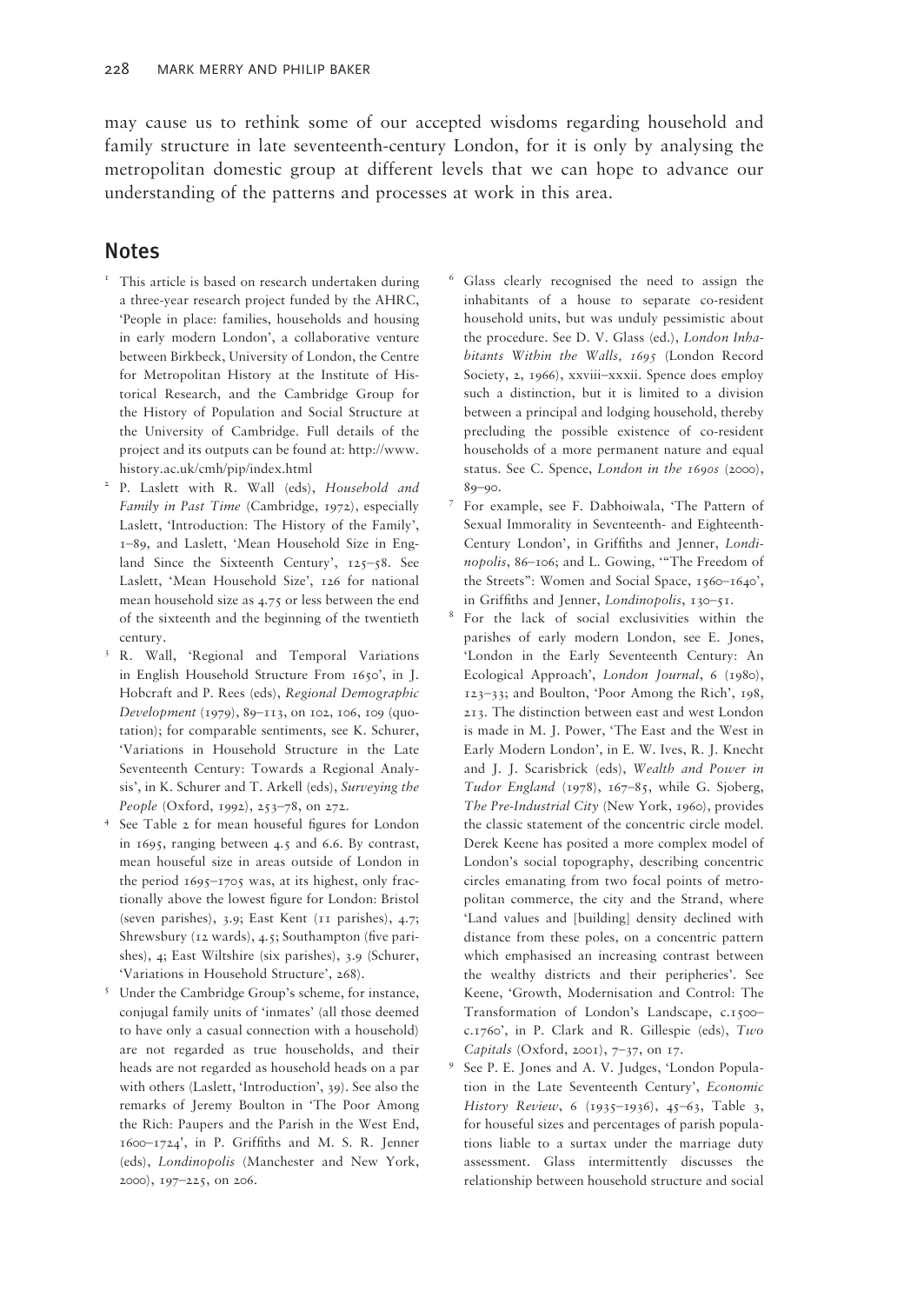may cause us to rethink some of our accepted wisdoms regarding household and family structure in late seventeenth-century London, for it is only by analysing the metropolitan domestic group at different levels that we can hope to advance our understanding of the patterns and processes at work in this area.

## Notes

1. This article is based on research undertaken during a three-year research project funded by the AHRC, 'People in place: families, households and housing in early modern London', a collaborative venture between Birkbeck, University of London, the Centre for Metropolitan History at the Institute of Historical Research, and the Cambridge Group for the History of Population and Social Structure at the University of Cambridge. Full details of the project and its outputs can be found at: http://www.history.ac.uk/cmh/pip/index.html

2. P. Laslett with R. Wall (eds), *Household and Family in Past Time* (Cambridge, 1972), especially Laslett, 'Introduction: The History of the Family', 1–89, and Laslett, 'Mean Household Size in England Since the Sixteenth Century', 125–58. See Laslett, 'Mean Household Size', 126 for national mean household size as 4.75 or less between the end of the sixteenth and the beginning of the twentieth century.

3. R. Wall, 'Regional and Temporal Variations in English Household Structure From 1650', in J. Hobcraft and P. Rees (eds), *Regional Demographic Development* (1979), 89–113, on 102, 106, 109 (quotation); for comparable sentiments, see K. Schurer, 'Variations in Household Structure in the Late Seventeenth Century: Towards a Regional Analysis', in K. Schurer and T. Arkell (eds), *Surveying the People* (Oxford, 1992), 253–78, on 272.

4. See Table 2 for mean houseful figures for London in 1695, ranging between 4.5 and 6.6. By contrast, mean houseful size in areas outside of London in the period 1695–1705 was, at its highest, only fractionally above the lowest figure for London: Bristol (seven parishes), 3.9; East Kent (11 parishes), 4.7; Shrewsbury (12 wards), 4.5; Southampton (five parishes), 4; East Wiltshire (six parishes), 3.9 (Schurer, 'Variations in Household Structure', 268).

5. Under the Cambridge Group's scheme, for instance, conjugal family units of 'inmates' (all those deemed to have only a casual connection with a household) are not regarded as true households, and their heads are not regarded as household heads on a par with others (Laslett, 'Introduction', 39). See also the remarks of Jeremy Boulton in 'The Poor Among the Rich: Paupers and the Parish in the West End, 1600–1724', in P. Griffiths and M. S. R. Jenner (eds), *Londinopolis* (Manchester and New York, 2000), 197–225, on 206.

6. Glass clearly recognised the need to assign the inhabitants of a house to separate co-resident household units, but was unduly pessimistic about the procedure. See D. V. Glass (ed.), *London Inhabitants Within the Walls, 1695* (London Record Society, 2, 1966), xxviii–xxxii. Spence does employ such a distinction, but it is limited to a division between a principal and lodging household, thereby precluding the possible existence of co-resident households of a more permanent nature and equal status. See C. Spence, *London in the 1690s* (2000), 89–90.

7. For example, see F. Dabhoiwala, 'The Pattern of Sexual Immorality in Seventeenth- and Eighteenth-Century London', in Griffiths and Jenner, *Londinopolis*, 86–106; and L. Gowing, '"The Freedom of the Streets": Women and Social Space, 1560–1640', in Griffiths and Jenner, *Londinopolis*, 130–51.

8. For the lack of social exclusivities within the parishes of early modern London, see E. Jones, 'London in the Early Seventeenth Century: An Ecological Approach', *London Journal*, 6 (1980), 123–33; and Boulton, 'Poor Among the Rich', 198, 213. The distinction between east and west London is made in M. J. Power, 'The East and the West in Early Modern London', in E. W. Ives, R. J. Knecht and J. J. Scarisbrick (eds), *Wealth and Power in Tudor England* (1978), 167–85, while G. Sjoberg, *The Pre-Industrial City* (New York, 1960), provides the classic statement of the concentric circle model. Derek Keene has posited a more complex model of London's social topography, describing concentric circles emanating from two focal points of metropolitan commerce, the city and the Strand, where 'Land values and [building] density declined with distance from these poles, on a concentric pattern which emphasised an increasing contrast between the wealthy districts and their peripheries'. See Keene, 'Growth, Modernisation and Control: The Transformation of London's Landscape, c.1500–c.1760', in P. Clark and R. Gillespie (eds), *Two Capitals* (Oxford, 2001), 7–37, on 17.

9. See P. E. Jones and A. V. Judges, 'London Population in the Late Seventeenth Century', *Economic History Review*, 6 (1935–1936), 45–63, Table 3, for houseful sizes and percentages of parish populations liable to a surtax under the marriage duty assessment. Glass intermittently discusses the relationship between household structure and social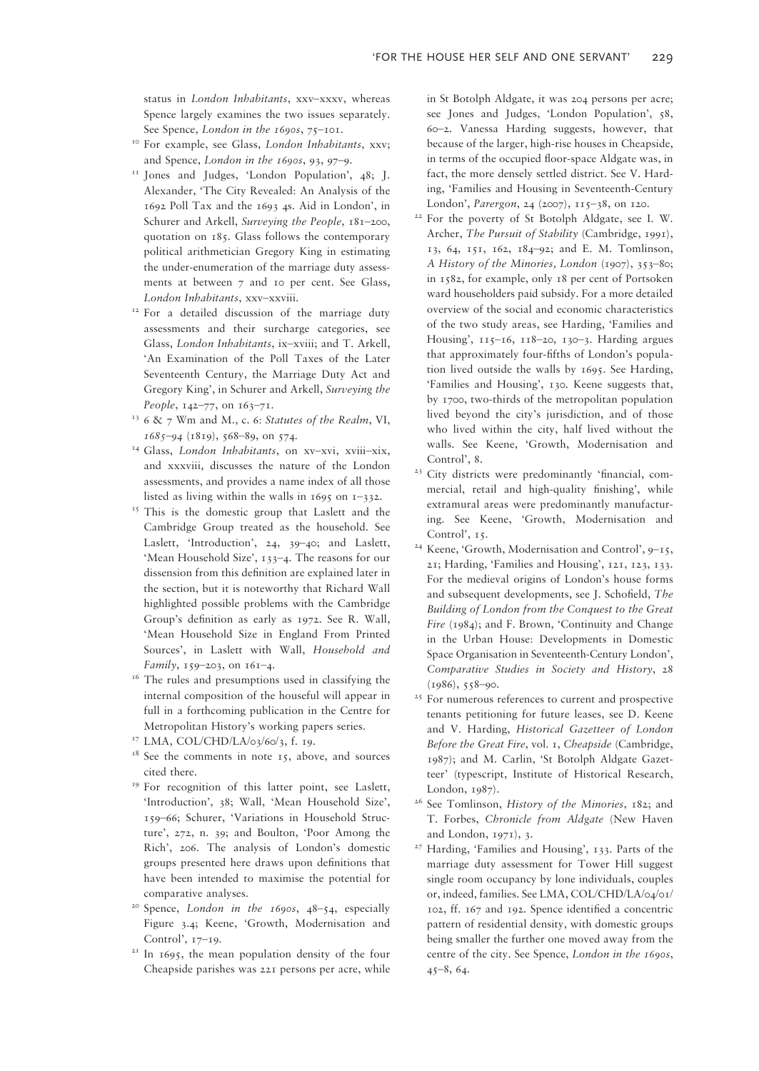status in *London Inhabitants*, xxv–xxxv, whereas Spence largely examines the two issues separately. See Spence, *London in the 1690s*, 75–101.

10 For example, see Glass, *London Inhabitants*, xxv; and Spence, *London in the 1690s*, 93, 97–9.

11 Jones and Judges, 'London Population', 48; J. Alexander, 'The City Revealed: An Analysis of the 1692 Poll Tax and the 1693 4s. Aid in London', in Schurer and Arkell, *Surveying the People*, 181–200, quotation on 185. Glass follows the contemporary political arithmetician Gregory King in estimating the under-enumeration of the marriage duty assessments at between 7 and 10 per cent. See Glass, *London Inhabitants*, xxv–xxviii.

12 For a detailed discussion of the marriage duty assessments and their surcharge categories, see Glass, *London Inhabitants*, ix–xviii; and T. Arkell, 'An Examination of the Poll Taxes of the Later Seventeenth Century, the Marriage Duty Act and Gregory King', in Schurer and Arkell, *Surveying the People*, 142–77, on 163–71.

13 6 & 7 Wm and M., c. 6: *Statutes of the Realm*, VI, *1685–94* (1819), 568–89, on 574.

14 Glass, *London Inhabitants*, on xv–xvi, xviii–xix, and xxxviii, discusses the nature of the London assessments, and provides a name index of all those listed as living within the walls in 1695 on 1–332.

15 This is the domestic group that Laslett and the Cambridge Group treated as the household. See Laslett, 'Introduction', 24, 39–40; and Laslett, 'Mean Household Size', 133–4. The reasons for our dissension from this definition are explained later in the section, but it is noteworthy that Richard Wall highlighted possible problems with the Cambridge Group's definition as early as 1972. See R. Wall, 'Mean Household Size in England From Printed Sources', in Laslett with Wall, *Household and Family*, 159–203, on 161–4.

16 The rules and presumptions used in classifying the internal composition of the houseful will appear in full in a forthcoming publication in the Centre for Metropolitan History's working papers series.

17 LMA, COL/CHD/LA/03/60/3, f. 19.

18 See the comments in note 15, above, and sources cited there.

19 For recognition of this latter point, see Laslett, 'Introduction', 38; Wall, 'Mean Household Size', 159–66; Schurer, 'Variations in Household Structure', 272, n. 39; and Boulton, 'Poor Among the Rich', 206. The analysis of London's domestic groups presented here draws upon definitions that have been intended to maximise the potential for comparative analyses.

20 Spence, *London in the 1690s*, 48–54, especially Figure 3.4; Keene, 'Growth, Modernisation and Control', 17–19.

21 In 1695, the mean population density of the four Cheapside parishes was 221 persons per acre, while in St Botolph Aldgate, it was 204 persons per acre; see Jones and Judges, 'London Population', 58, 60–2. Vanessa Harding suggests, however, that because of the larger, high-rise houses in Cheapside, in terms of the occupied floor-space Aldgate was, in fact, the more densely settled district. See V. Harding, 'Families and Housing in Seventeenth-Century London', *Parergon*, 24 (2007), 115–38, on 120.

22 For the poverty of St Botolph Aldgate, see I. W. Archer, *The Pursuit of Stability* (Cambridge, 1991), 13, 64, 151, 162, 184–92; and E. M. Tomlinson, *A History of the Minories, London* (1907), 353–80; in 1582, for example, only 18 per cent of Portsoken ward householders paid subsidy. For a more detailed overview of the social and economic characteristics of the two study areas, see Harding, 'Families and Housing', 115–16, 118–20, 130–3. Harding argues that approximately four-fifths of London's population lived outside the walls by 1695. See Harding, 'Families and Housing', 130. Keene suggests that, by 1700, two-thirds of the metropolitan population lived beyond the city's jurisdiction, and of those who lived within the city, half lived without the walls. See Keene, 'Growth, Modernisation and Control', 8.

23 City districts were predominantly 'financial, commercial, retail and high-quality finishing', while extramural areas were predominantly manufacturing. See Keene, 'Growth, Modernisation and Control', 15.

24 Keene, 'Growth, Modernisation and Control', 9–15, 21; Harding, 'Families and Housing', 121, 123, 133. For the medieval origins of London's house forms and subsequent developments, see J. Schofield, *The Building of London from the Conquest to the Great Fire* (1984); and F. Brown, 'Continuity and Change in the Urban House: Developments in Domestic Space Organisation in Seventeenth-Century London', *Comparative Studies in Society and History*, 28 (1986), 558–90.

25 For numerous references to current and prospective tenants petitioning for future leases, see D. Keene and V. Harding, *Historical Gazetteer of London Before the Great Fire*, vol. 1, *Cheapside* (Cambridge, 1987); and M. Carlin, 'St Botolph Aldgate Gazetteer' (typescript, Institute of Historical Research, London, 1987).

26 See Tomlinson, *History of the Minories*, 182; and T. Forbes, *Chronicle from Aldgate* (New Haven and London, 1971), 3.

27 Harding, 'Families and Housing', 133. Parts of the marriage duty assessment for Tower Hill suggest single room occupancy by lone individuals, couples or, indeed, families. See LMA, COL/CHD/LA/04/01/102, ff. 167 and 192. Spence identified a concentric pattern of residential density, with domestic groups being smaller the further one moved away from the centre of the city. See Spence, *London in the 1690s*, 45–8, 64.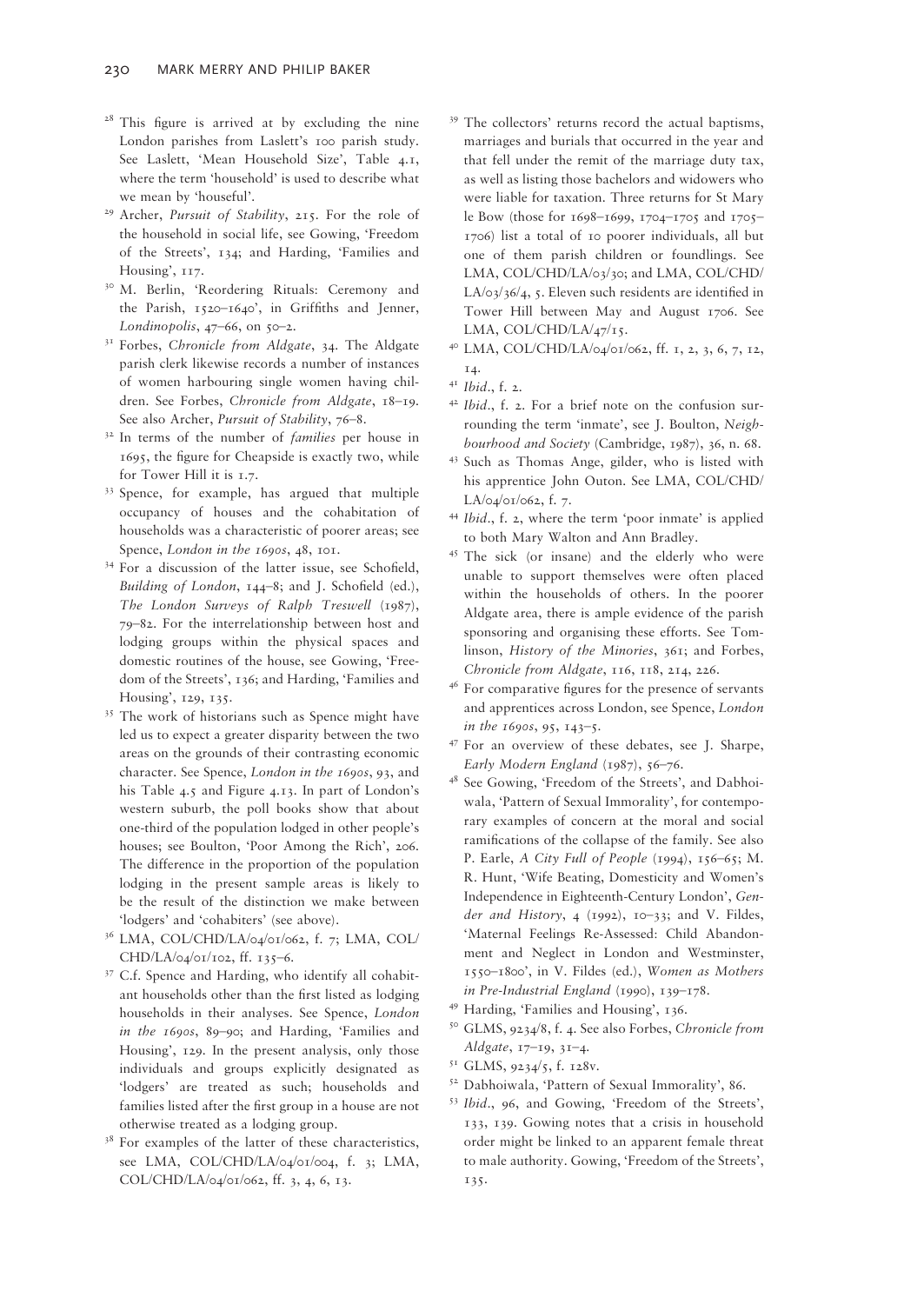[28] This figure is arrived at by excluding the nine London parishes from Laslett's 100 parish study. See Laslett, 'Mean Household Size', Table 4.1, where the term 'household' is used to describe what we mean by 'houseful'.

[29] Archer, *Pursuit of Stability*, 215. For the role of the household in social life, see Gowing, 'Freedom of the Streets', 134; and Harding, 'Families and Housing', 117.

[30] M. Berlin, 'Reordering Rituals: Ceremony and the Parish, 1520–1640', in Griffiths and Jenner, *Londinopolis*, 47–66, on 50–2.

[31] Forbes, *Chronicle from Aldgate*, 34. The Aldgate parish clerk likewise records a number of instances of women harbouring single women having children. See Forbes, *Chronicle from Aldgate*, 18–19. See also Archer, *Pursuit of Stability*, 76–8.

[32] In terms of the number of *families* per house in 1695, the figure for Cheapside is exactly two, while for Tower Hill it is 1.7.

[33] Spence, for example, has argued that multiple occupancy of houses and the cohabitation of households was a characteristic of poorer areas; see Spence, *London in the 1690s*, 48, 101.

[34] For a discussion of the latter issue, see Schofield, *Building of London*, 144–8; and J. Schofield (ed.), *The London Surveys of Ralph Treswell* (1987), 79–82. For the interrelationship between host and lodging groups within the physical spaces and domestic routines of the house, see Gowing, 'Freedom of the Streets', 136; and Harding, 'Families and Housing', 129, 135.

[35] The work of historians such as Spence might have led us to expect a greater disparity between the two areas on the grounds of their contrasting economic character. See Spence, *London in the 1690s*, 93, and his Table 4.5 and Figure 4.13. In part of London's western suburb, the poll books show that about one-third of the population lodged in other people's houses; see Boulton, 'Poor Among the Rich', 206. The difference in the proportion of the population lodging in the present sample areas is likely to be the result of the distinction we make between 'lodgers' and 'cohabiters' (see above).

[36] LMA, COL/CHD/LA/04/01/062, f. 7; LMA, COL/CHD/LA/04/01/102, ff. 135–6.

[37] C.f. Spence and Harding, who identify all cohabitant households other than the first listed as lodging households in their analyses. See Spence, *London in the 1690s*, 89–90; and Harding, 'Families and Housing', 129. In the present analysis, only those individuals and groups explicitly designated as 'lodgers' are treated as such; households and families listed after the first group in a house are not otherwise treated as a lodging group.

[38] For examples of the latter of these characteristics, see LMA, COL/CHD/LA/04/01/004, f. 3; LMA, COL/CHD/LA/04/01/062, ff. 3, 4, 6, 13.

[39] The collectors' returns record the actual baptisms, marriages and burials that occurred in the year and that fell under the remit of the marriage duty tax, as well as listing those bachelors and widowers who were liable for taxation. Three returns for St Mary le Bow (those for 1698–1699, 1704–1705 and 1705–1706) list a total of 10 poorer individuals, all but one of them parish children or foundlings. See LMA, COL/CHD/LA/03/30; and LMA, COL/CHD/LA/03/36/4, 5. Eleven such residents are identified in Tower Hill between May and August 1706. See LMA, COL/CHD/LA/47/15.

[40] LMA, COL/CHD/LA/04/01/062, ff. 1, 2, 3, 6, 7, 12, 14.

[41] *Ibid*., f. 2.

[42] *Ibid*., f. 2. For a brief note on the confusion surrounding the term 'inmate', see J. Boulton, *Neighbourhood and Society* (Cambridge, 1987), 36, n. 68.

[43] Such as Thomas Ange, gilder, who is listed with his apprentice John Outon. See LMA, COL/CHD/LA/04/01/062, f. 7.

[44] *Ibid*., f. 2, where the term 'poor inmate' is applied to both Mary Walton and Ann Bradley.

[45] The sick (or insane) and the elderly who were unable to support themselves were often placed within the households of others. In the poorer Aldgate area, there is ample evidence of the parish sponsoring and organising these efforts. See Tomlinson, *History of the Minories*, 361; and Forbes, *Chronicle from Aldgate*, 116, 118, 214, 226.

[46] For comparative figures for the presence of servants and apprentices across London, see Spence, *London in the 1690s*, 95, 143–5.

[47] For an overview of these debates, see J. Sharpe, *Early Modern England* (1987), 56–76.

[48] See Gowing, 'Freedom of the Streets', and Dabhoiwala, 'Pattern of Sexual Immorality', for contemporary examples of concern at the moral and social ramifications of the collapse of the family. See also P. Earle, *A City Full of People* (1994), 156–65; M. R. Hunt, 'Wife Beating, Domesticity and Women's Independence in Eighteenth-Century London', *Gender and History*, 4 (1992), 10–33; and V. Fildes, 'Maternal Feelings Re-Assessed: Child Abandonment and Neglect in London and Westminster, 1550–1800', in V. Fildes (ed.), *Women as Mothers in Pre-Industrial England* (1990), 139–178.

[49] Harding, 'Families and Housing', 136.

[50] GLMS, 9234/8, f. 4. See also Forbes, *Chronicle from Aldgate*, 17–19, 31–4.

[51] GLMS, 9234/5, f. 128v.

[52] Dabhoiwala, 'Pattern of Sexual Immorality', 86.

[53] *Ibid*., 96, and Gowing, 'Freedom of the Streets', 133, 139. Gowing notes that a crisis in household order might be linked to an apparent female threat to male authority. Gowing, 'Freedom of the Streets', 135.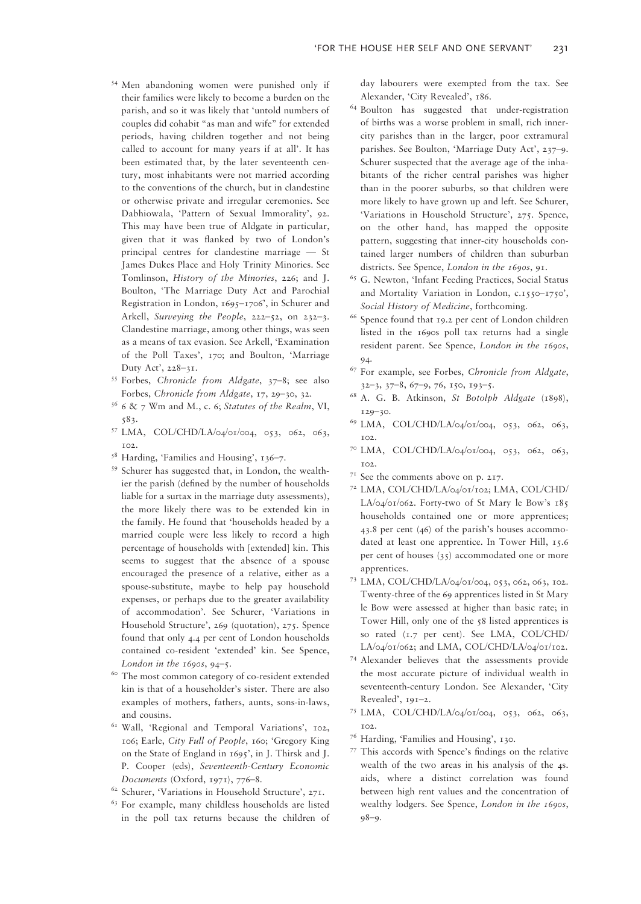[54] Men abandoning women were punished only if their families were likely to become a burden on the parish, and so it was likely that 'untold numbers of couples did cohabit "as man and wife" for extended periods, having children together and not being called to account for many years if at all'. It has been estimated that, by the later seventeenth century, most inhabitants were not married according to the conventions of the church, but in clandestine or otherwise private and irregular ceremonies. See Dabhiowala, 'Pattern of Sexual Immorality', 92. This may have been true of Aldgate in particular, given that it was flanked by two of London's principal centres for clandestine marriage — St James Dukes Place and Holy Trinity Minories. See Tomlinson, *History of the Minories*, 226; and J. Boulton, 'The Marriage Duty Act and Parochial Registration in London, 1695–1706', in Schurer and Arkell, *Surveying the People*, 222–52, on 232–3. Clandestine marriage, among other things, was seen as a means of tax evasion. See Arkell, 'Examination of the Poll Taxes', 170; and Boulton, 'Marriage Duty Act', 228–31.

[55] Forbes, *Chronicle from Aldgate*, 37–8; see also Forbes, *Chronicle from Aldgate*, 17, 29–30, 32.

[56] 6 & 7 Wm and M., c. 6; *Statutes of the Realm*, VI, 583.

[57] LMA, COL/CHD/LA/04/01/004, 053, 062, 063, 102.

[58] Harding, 'Families and Housing', 136–7.

[59] Schurer has suggested that, in London, the wealthier the parish (defined by the number of households liable for a surtax in the marriage duty assessments), the more likely there was to be extended kin in the family. He found that 'households headed by a married couple were less likely to record a high percentage of households with [extended] kin. This seems to suggest that the absence of a spouse encouraged the presence of a relative, either as a spouse-substitute, maybe to help pay household expenses, or perhaps due to the greater availability of accommodation'. See Schurer, 'Variations in Household Structure', 269 (quotation), 275. Spence found that only 4.4 per cent of London households contained co-resident 'extended' kin. See Spence, *London in the 1690s*, 94–5.

[60] The most common category of co-resident extended kin is that of a householder's sister. There are also examples of mothers, fathers, aunts, sons-in-laws, and cousins.

[61] Wall, 'Regional and Temporal Variations', 102, 106; Earle, *City Full of People*, 160; 'Gregory King on the State of England in 1695', in J. Thirsk and J. P. Cooper (eds), *Seventeenth-Century Economic Documents* (Oxford, 1971), 776–8.

[62] Schurer, 'Variations in Household Structure', 271.

[63] For example, many childless households are listed in the poll tax returns because the children of day labourers were exempted from the tax. See Alexander, 'City Revealed', 186.

[64] Boulton has suggested that under-registration of births was a worse problem in small, rich inner-city parishes than in the larger, poor extramural parishes. See Boulton, 'Marriage Duty Act', 237–9. Schurer suspected that the average age of the inhabitants of the richer central parishes was higher than in the poorer suburbs, so that children were more likely to have grown up and left. See Schurer, 'Variations in Household Structure', 275. Spence, on the other hand, has mapped the opposite pattern, suggesting that inner-city households contained larger numbers of children than suburban districts. See Spence, *London in the 1690s*, 91.

[65] G. Newton, 'Infant Feeding Practices, Social Status and Mortality Variation in London, c.1550–1750', *Social History of Medicine*, forthcoming.

[66] Spence found that 19.2 per cent of London children listed in the 1690s poll tax returns had a single resident parent. See Spence, *London in the 1690s*, 94.

[67] For example, see Forbes, *Chronicle from Aldgate*, 32–3, 37–8, 67–9, 76, 150, 193–5.

[68] A. G. B. Atkinson, *St Botolph Aldgate* (1898), 129–30.

[69] LMA, COL/CHD/LA/04/01/004, 053, 062, 063, 102.

[70] LMA, COL/CHD/LA/04/01/004, 053, 062, 063, 102.

[71] See the comments above on p. 217.

[72] LMA, COL/CHD/LA/04/01/102; LMA, COL/CHD/LA/04/01/062. Forty-two of St Mary le Bow's 185 households contained one or more apprentices; 43.8 per cent (46) of the parish's houses accommodated at least one apprentice. In Tower Hill, 15.6 per cent of houses (35) accommodated one or more apprentices.

[73] LMA, COL/CHD/LA/04/01/004, 053, 062, 063, 102. Twenty-three of the 69 apprentices listed in St Mary le Bow were assessed at higher than basic rate; in Tower Hill, only one of the 58 listed apprentices is so rated (1.7 per cent). See LMA, COL/CHD/LA/04/01/062; and LMA, COL/CHD/LA/04/01/102.

[74] Alexander believes that the assessments provide the most accurate picture of individual wealth in seventeenth-century London. See Alexander, 'City Revealed', 191–2.

[75] LMA, COL/CHD/LA/04/01/004, 053, 062, 063, 102.

[76] Harding, 'Families and Housing', 130.

[77] This accords with Spence's findings on the relative wealth of the two areas in his analysis of the 4s. aids, where a distinct correlation was found between high rent values and the concentration of wealthy lodgers. See Spence, *London in the 1690s*, 98–9.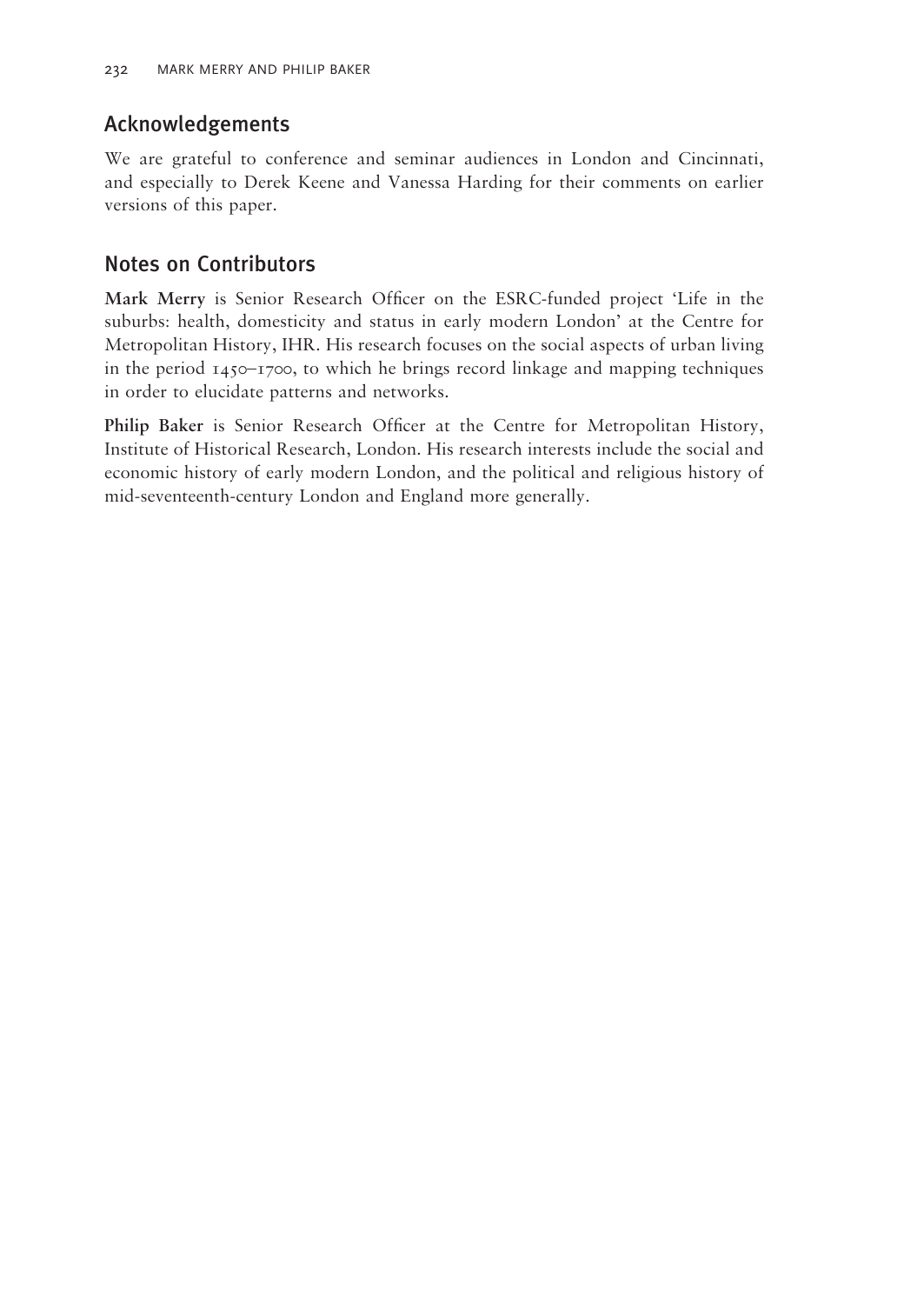## Acknowledgements

We are grateful to conference and seminar audiences in London and Cincinnati, and especially to Derek Keene and Vanessa Harding for their comments on earlier versions of this paper.

## Notes on Contributors

**Mark Merry** is Senior Research Officer on the ESRC-funded project 'Life in the suburbs: health, domesticity and status in early modern London' at the Centre for Metropolitan History, IHR. His research focuses on the social aspects of urban living in the period 1450–1700, to which he brings record linkage and mapping techniques in order to elucidate patterns and networks.

**Philip Baker** is Senior Research Officer at the Centre for Metropolitan History, Institute of Historical Research, London. His research interests include the social and economic history of early modern London, and the political and religious history of mid-seventeenth-century London and England more generally.